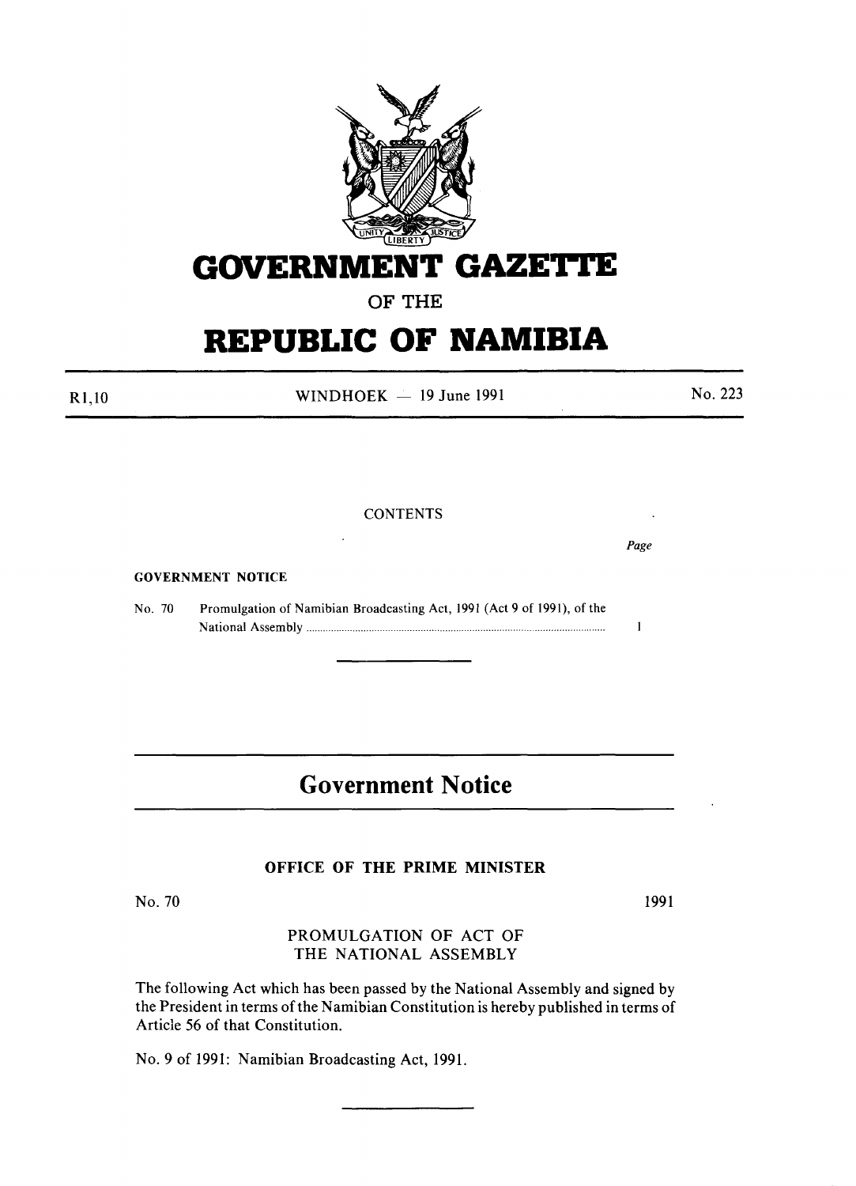# GOVERNMENT GAZETTE

OF THE

# REPUBLIC OF NAMIBIA

R1,10 WINDHOEK — 19 June 1991 No. 223

CONTENTS

*Page*

GOVERNMENT NOTICE

No. 70 Promulgation of Namibian Broadcasting Act, 1991 (Act 9 of 1991), of the National Assembly ........................................................................................................ 1

## Government Notice

### OFFICE OF THE PRIME MINISTER

No. 70 1991

PROMULGATION OF ACT OF THE NATIONAL ASSEMBLY

The following Act which has been passed by the National Assembly and signed by the President in terms of the Namibian Constitution is hereby published in terms of Article 56 of that Constitution.

No. 9 of 1991: Namibian Broadcasting Act, 1991.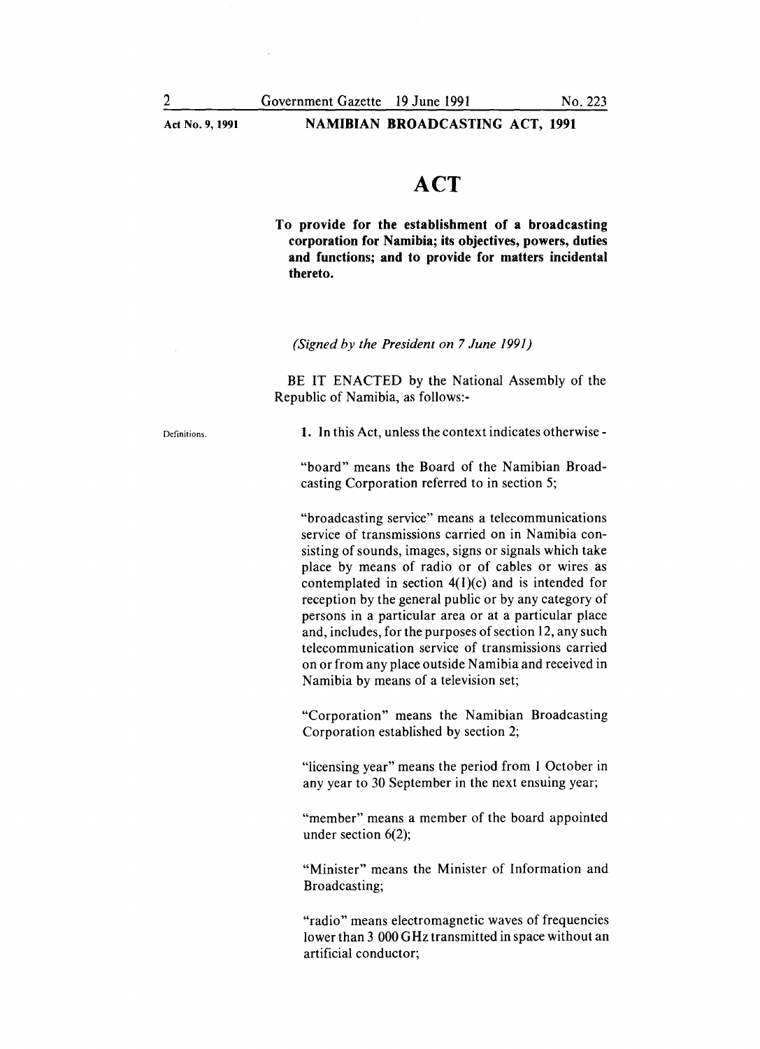# ACT

**To provide for the establishment of a broadcasting corporation for Namibia; its objectives, powers, duties and functions; and to provide for matters incidental thereto.**

*(Signed by the President on 7 June 1991)*

BE IT ENACTED by the National Assembly of the Republic of Namibia, as follows:-

Definitions.

**1.** In this Act, unless the context indicates otherwise -

"board" means the Board of the Namibian Broadcasting Corporation referred to in section 5;

"broadcasting service" means a telecommunications service of transmissions carried on in Namibia consisting of sounds, images, signs or signals which take place by means of radio or of cables or wires as contemplated in section 4(1)(c) and is intended for reception by the general public or by any category of persons in a particular area or at a particular place and, includes, for the purposes of section 12, any such telecommunication service of transmissions carried on or from any place outside Namibia and received in Namibia by means of a television set;

"Corporation" means the Namibian Broadcasting Corporation established by section 2;

"licensing year" means the period from 1 October in any year to 30 September in the next ensuing year;

"member" means a member of the board appointed under section 6(2);

"Minister" means the Minister of Information and Broadcasting;

"radio" means electromagnetic waves of frequencies lower than 3 000 GHz transmitted in space without an artificial conductor;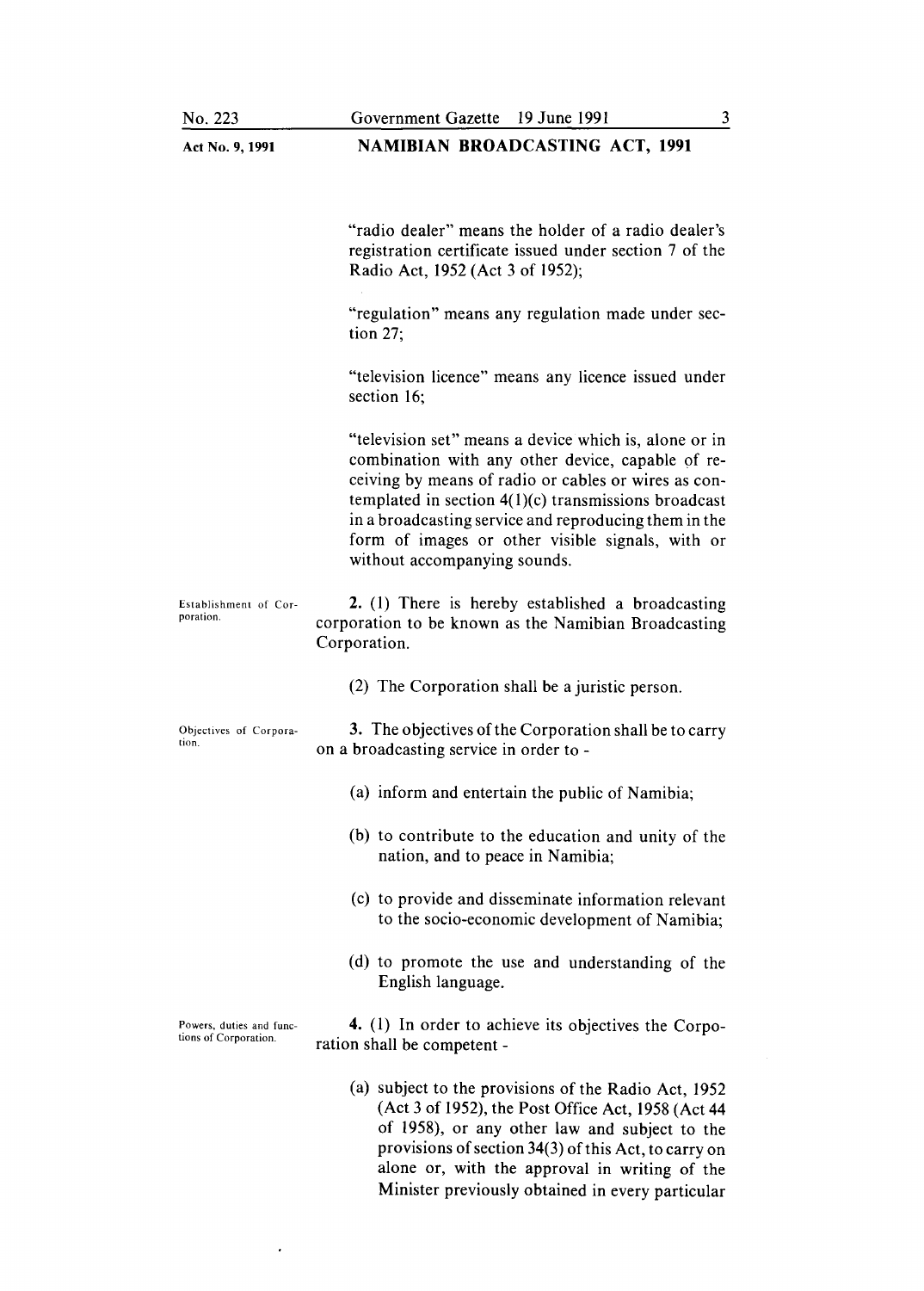"radio dealer" means the holder of a radio dealer's registration certificate issued under section 7 of the Radio Act, 1952 (Act 3 of 1952);

"regulation" means any regulation made under section 27;

"television licence" means any licence issued under section 16;

"television set" means a device which is, alone or in combination with any other device, capable of receiving by means of radio or cables or wires as contemplated in section 4(1)(c) transmissions broadcast in a broadcasting service and reproducing them in the form of images or other visible signals, with or without accompanying sounds.

**Establishment of Corporation.**

**2.** (1) There is hereby established a broadcasting corporation to be known as the Namibian Broadcasting Corporation.

(2) The Corporation shall be a juristic person.

**Objectives of Corporation.**

**3.** The objectives of the Corporation shall be to carry on a broadcasting service in order to -

(a) inform and entertain the public of Namibia;

(b) to contribute to the education and unity of the nation, and to peace in Namibia;

(c) to provide and disseminate information relevant to the socio-economic development of Namibia;

(d) to promote the use and understanding of the English language.

**Powers, duties and functions of Corporation.**

**4.** (1) In order to achieve its objectives the Corporation shall be competent -

(a) subject to the provisions of the Radio Act, 1952 (Act 3 of 1952), the Post Office Act, 1958 (Act 44 of 1958), or any other law and subject to the provisions of section 34(3) of this Act, to carry on alone or, with the approval in writing of the Minister previously obtained in every particular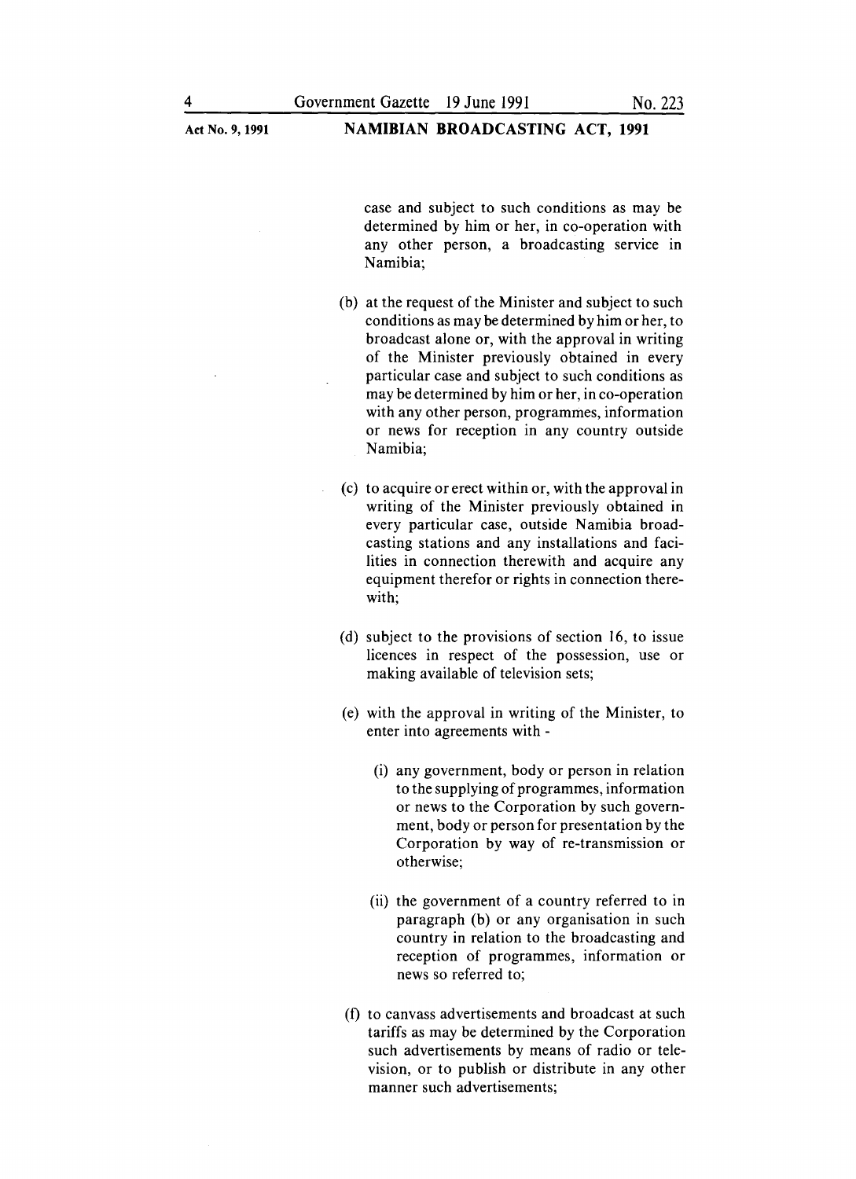case and subject to such conditions as may be determined by him or her, in co-operation with any other person, a broadcasting service in Namibia;

(b) at the request of the Minister and subject to such conditions as may be determined by him or her, to broadcast alone or, with the approval in writing of the Minister previously obtained in every particular case and subject to such conditions as may be determined by him or her, in co-operation with any other person, programmes, information or news for reception in any country outside Namibia;

(c) to acquire or erect within or, with the approval in writing of the Minister previously obtained in every particular case, outside Namibia broadcasting stations and any installations and facilities in connection therewith and acquire any equipment therefor or rights in connection therewith;

(d) subject to the provisions of section 16, to issue licences in respect of the possession, use or making available of television sets;

(e) with the approval in writing of the Minister, to enter into agreements with -

(i) any government, body or person in relation to the supplying of programmes, information or news to the Corporation by such government, body or person for presentation by the Corporation by way of re-transmission or otherwise;

(ii) the government of a country referred to in paragraph (b) or any organisation in such country in relation to the broadcasting and reception of programmes, information or news so referred to;

(f) to canvass advertisements and broadcast at such tariffs as may be determined by the Corporation such advertisements by means of radio or television, or to publish or distribute in any other manner such advertisements;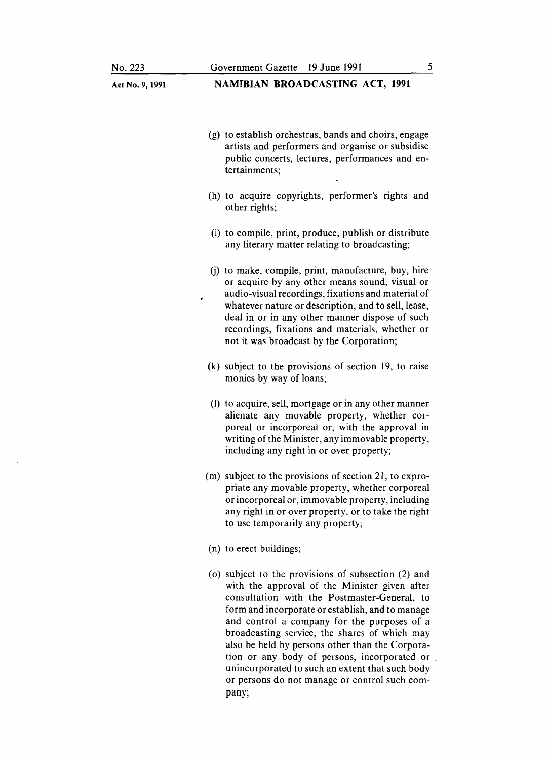(g) to establish orchestras, bands and choirs, engage artists and performers and organise or subsidise public concerts, lectures, performances and entertainments;

(h) to acquire copyrights, performer's rights and other rights;

(i) to compile, print, produce, publish or distribute any literary matter relating to broadcasting;

(j) to make, compile, print, manufacture, buy, hire or acquire by any other means sound, visual or audio-visual recordings, fixations and material of whatever nature or description, and to sell, lease, deal in or in any other manner dispose of such recordings, fixations and materials, whether or not it was broadcast by the Corporation;

(k) subject to the provisions of section 19, to raise monies by way of loans;

(l) to acquire, sell, mortgage or in any other manner alienate any movable property, whether corporeal or incorporeal or, with the approval in writing of the Minister, any immovable property, including any right in or over property;

(m) subject to the provisions of section 21, to expropriate any movable property, whether corporeal or incorporeal or, immovable property, including any right in or over property, or to take the right to use temporarily any property;

(n) to erect buildings;

(o) subject to the provisions of subsection (2) and with the approval of the Minister given after consultation with the Postmaster-General, to form and incorporate or establish, and to manage and control a company for the purposes of a broadcasting service, the shares of which may also be held by persons other than the Corporation or any body of persons, incorporated or unincorporated to such an extent that such body or persons do not manage or control such company;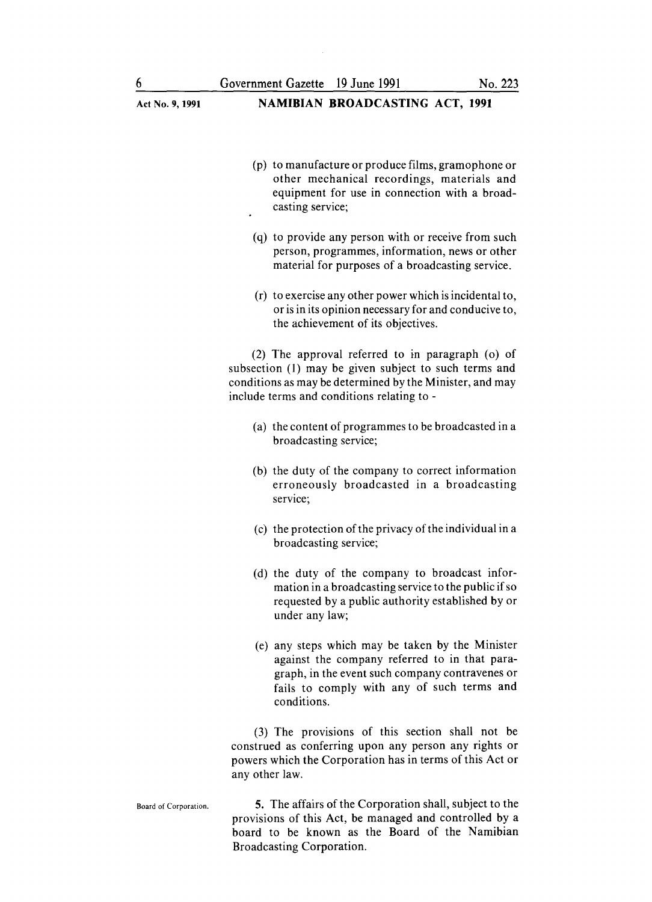(p) to manufacture or produce films, gramophone or other mechanical recordings, materials and equipment for use in connection with a broadcasting service;

(q) to provide any person with or receive from such person, programmes, information, news or other material for purposes of a broadcasting service.

(r) to exercise any other power which is incidental to, or is in its opinion necessary for and conducive to, the achievement of its objectives.

(2) The approval referred to in paragraph (o) of subsection (1) may be given subject to such terms and conditions as may be determined by the Minister, and may include terms and conditions relating to -

(a) the content of programmes to be broadcasted in a broadcasting service;

(b) the duty of the company to correct information erroneously broadcasted in a broadcasting service;

(c) the protection of the privacy of the individual in a broadcasting service;

(d) the duty of the company to broadcast information in a broadcasting service to the public if so requested by a public authority established by or under any law;

(e) any steps which may be taken by the Minister against the company referred to in that paragraph, in the event such company contravenes or fails to comply with any of such terms and conditions.

(3) The provisions of this section shall not be construed as conferring upon any person any rights or powers which the Corporation has in terms of this Act or any other law.

Board of Corporation.

**5.** The affairs of the Corporation shall, subject to the provisions of this Act, be managed and controlled by a board to be known as the Board of the Namibian Broadcasting Corporation.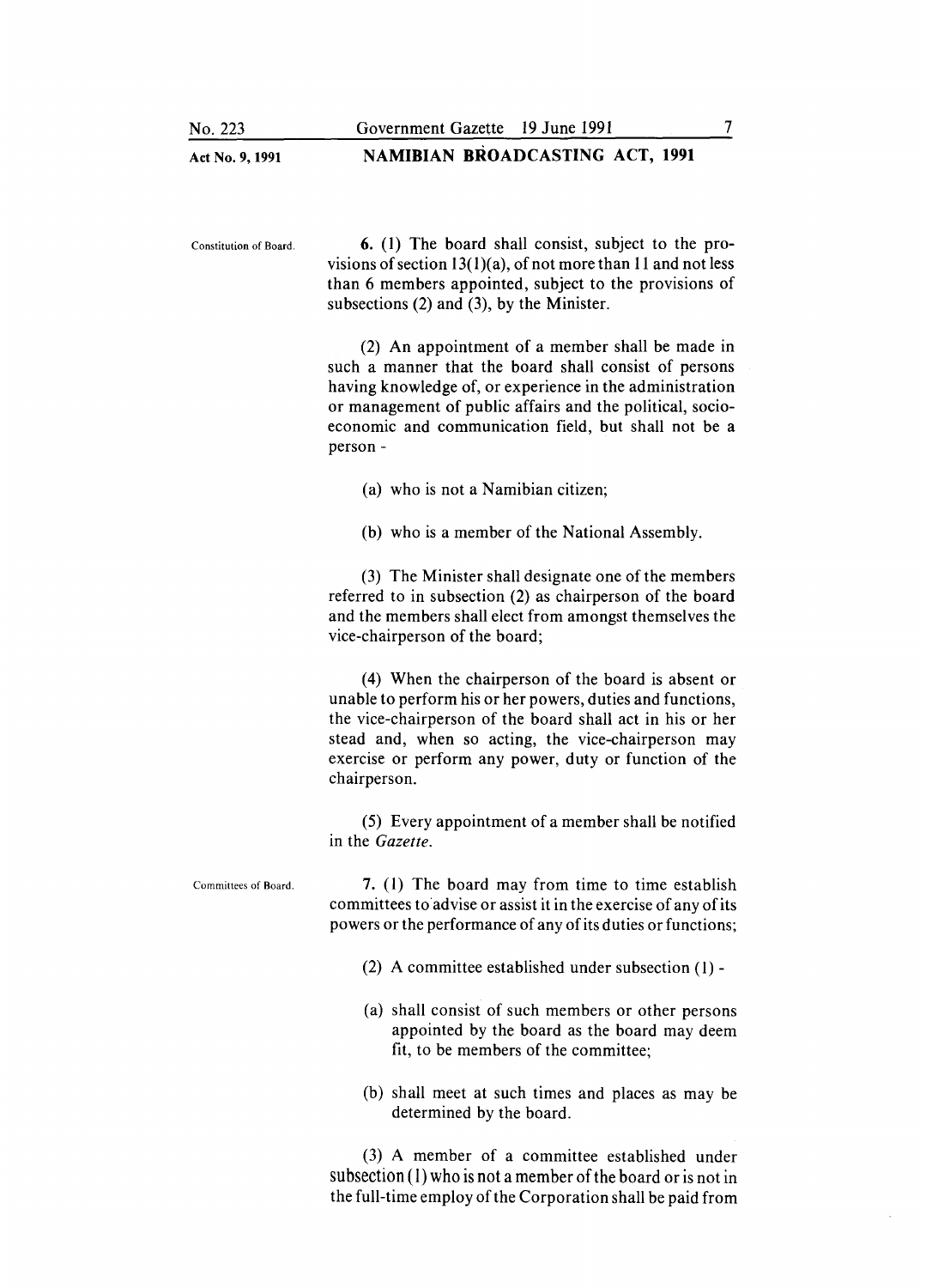Constitution of Board.

**6.** (1) The board shall consist, subject to the provisions of section 13(1)(a), of not more than 11 and not less than 6 members appointed, subject to the provisions of subsections (2) and (3), by the Minister.

(2) An appointment of a member shall be made in such a manner that the board shall consist of persons having knowledge of, or experience in the administration or management of public affairs and the political, socio-economic and communication field, but shall not be a person -

(a) who is not a Namibian citizen;

(b) who is a member of the National Assembly.

(3) The Minister shall designate one of the members referred to in subsection (2) as chairperson of the board and the members shall elect from amongst themselves the vice-chairperson of the board;

(4) When the chairperson of the board is absent or unable to perform his or her powers, duties and functions, the vice-chairperson of the board shall act in his or her stead and, when so acting, the vice-chairperson may exercise or perform any power, duty or function of the chairperson.

(5) Every appointment of a member shall be notified in the *Gazette*.

Committees of Board.

**7.** (1) The board may from time to time establish committees to advise or assist it in the exercise of any of its powers or the performance of any of its duties or functions;

(2) A committee established under subsection (1) -

(a) shall consist of such members or other persons appointed by the board as the board may deem fit, to be members of the committee;

(b) shall meet at such times and places as may be determined by the board.

(3) A member of a committee established under subsection (1) who is not a member of the board or is not in the full-time employ of the Corporation shall be paid from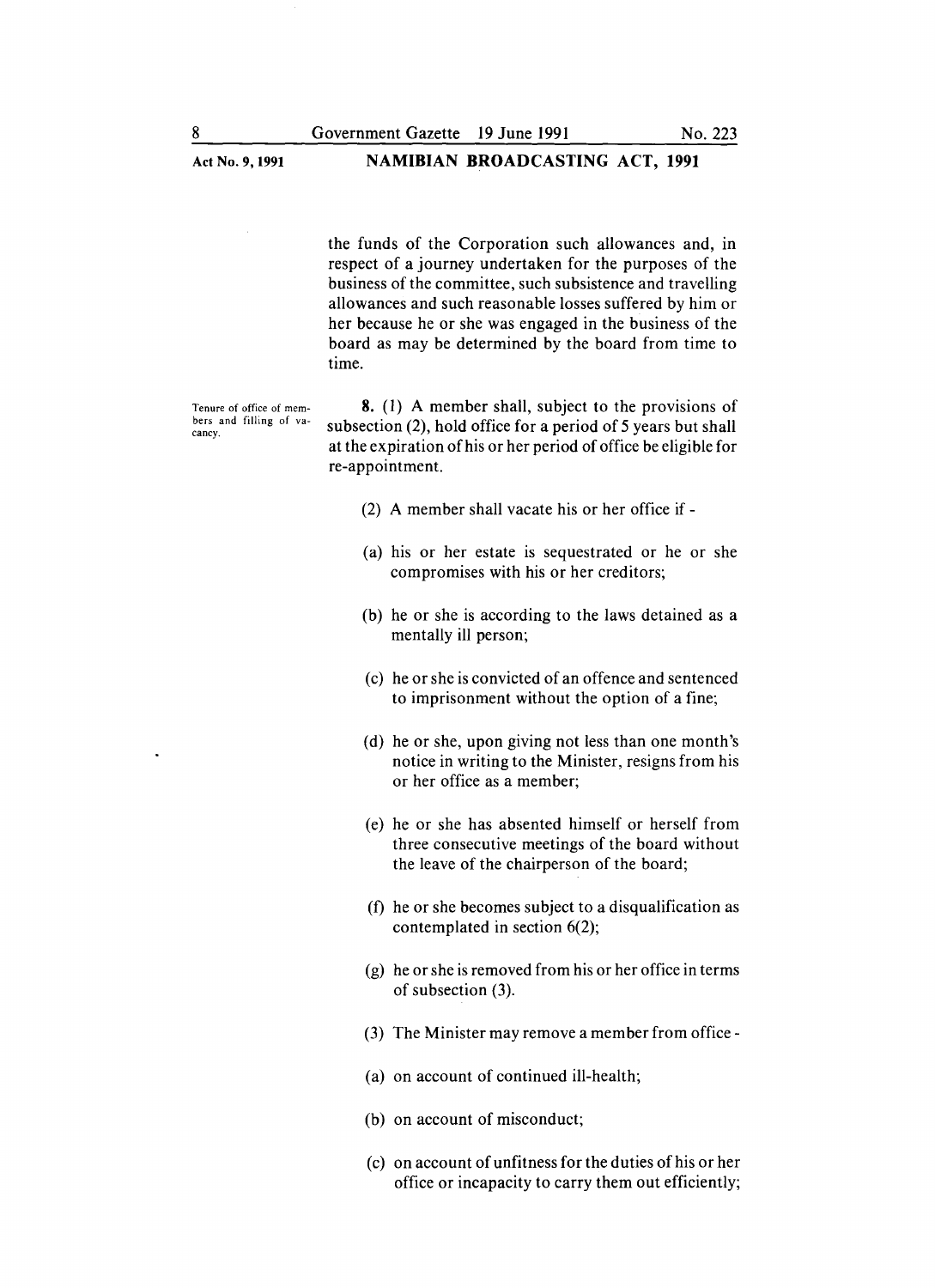the funds of the Corporation such allowances and, in respect of a journey undertaken for the purposes of the business of the committee, such subsistence and travelling allowances and such reasonable losses suffered by him or her because he or she was engaged in the business of the board as may be determined by the board from time to time.

Tenure of office of members and filling of vacancy.

**8.** (1) A member shall, subject to the provisions of subsection (2), hold office for a period of 5 years but shall at the expiration of his or her period of office be eligible for re-appointment.

(2) A member shall vacate his or her office if -

(a) his or her estate is sequestrated or he or she compromises with his or her creditors;

(b) he or she is according to the laws detained as a mentally ill person;

(c) he or she is convicted of an offence and sentenced to imprisonment without the option of a fine;

(d) he or she, upon giving not less than one month's notice in writing to the Minister, resigns from his or her office as a member;

(e) he or she has absented himself or herself from three consecutive meetings of the board without the leave of the chairperson of the board;

(f) he or she becomes subject to a disqualification as contemplated in section 6(2);

(g) he or she is removed from his or her office in terms of subsection (3).

(3) The Minister may remove a member from office -

(a) on account of continued ill-health;

(b) on account of misconduct;

(c) on account of unfitness for the duties of his or her office or incapacity to carry them out efficiently;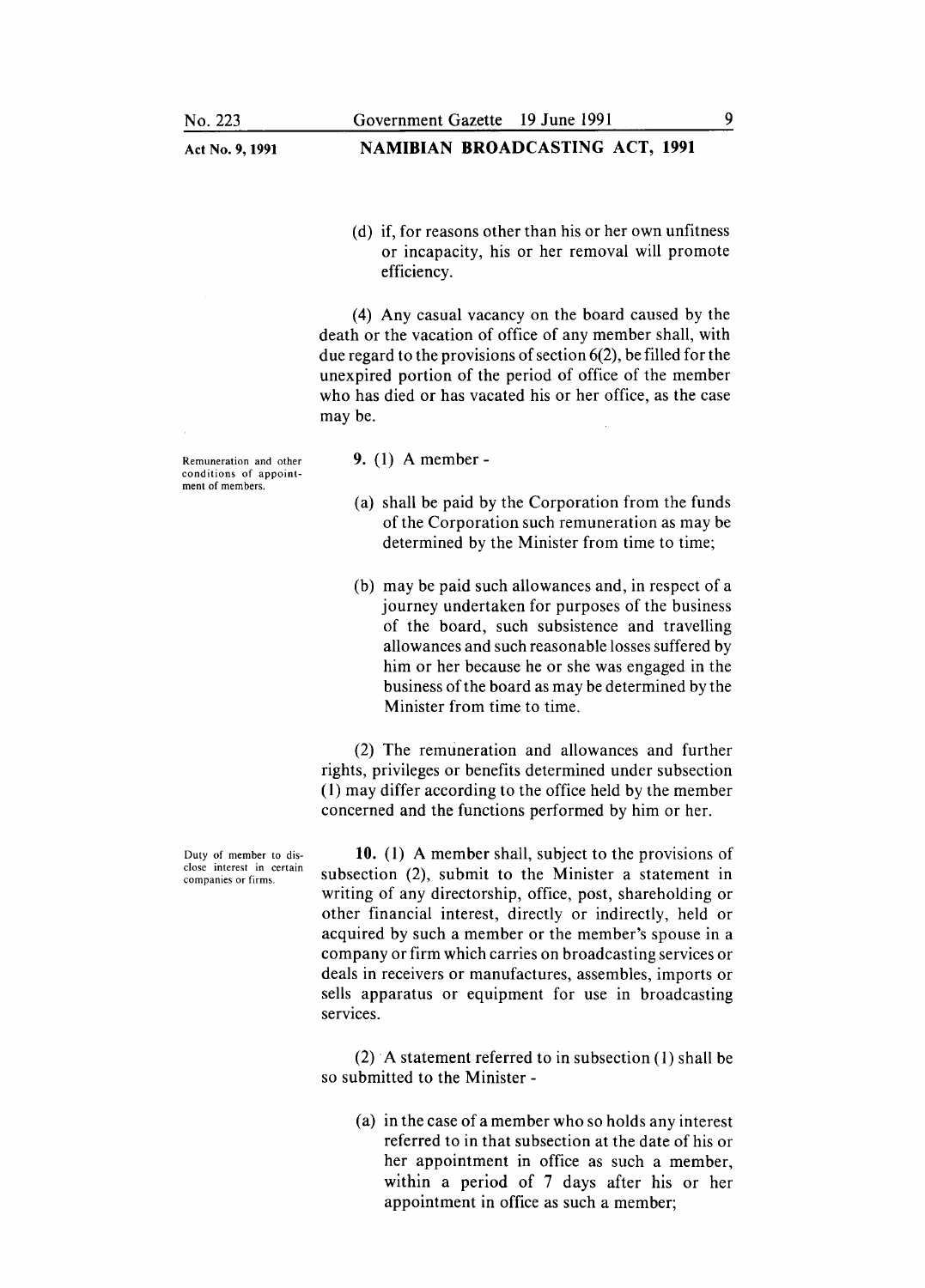(d) if, for reasons other than his or her own unfitness or incapacity, his or her removal will promote efficiency.

(4) Any casual vacancy on the board caused by the death or the vacation of office of any member shall, with due regard to the provisions of section 6(2), be filled for the unexpired portion of the period of office of the member who has died or has vacated his or her office, as the case may be.

**Remuneration and other conditions of appointment of members.**

**9.** (1) A member -

(a) shall be paid by the Corporation from the funds of the Corporation such remuneration as may be determined by the Minister from time to time;

(b) may be paid such allowances and, in respect of a journey undertaken for purposes of the business of the board, such subsistence and travelling allowances and such reasonable losses suffered by him or her because he or she was engaged in the business of the board as may be determined by the Minister from time to time.

(2) The remuneration and allowances and further rights, privileges or benefits determined under subsection (1) may differ according to the office held by the member concerned and the functions performed by him or her.

**Duty of member to disclose interest in certain companies or firms.**

**10.** (1) A member shall, subject to the provisions of subsection (2), submit to the Minister a statement in writing of any directorship, office, post, shareholding or other financial interest, directly or indirectly, held or acquired by such a member or the member's spouse in a company or firm which carries on broadcasting services or deals in receivers or manufactures, assembles, imports or sells apparatus or equipment for use in broadcasting services.

(2) A statement referred to in subsection (1) shall be so submitted to the Minister -

(a) in the case of a member who so holds any interest referred to in that subsection at the date of his or her appointment in office as such a member, within a period of 7 days after his or her appointment in office as such a member;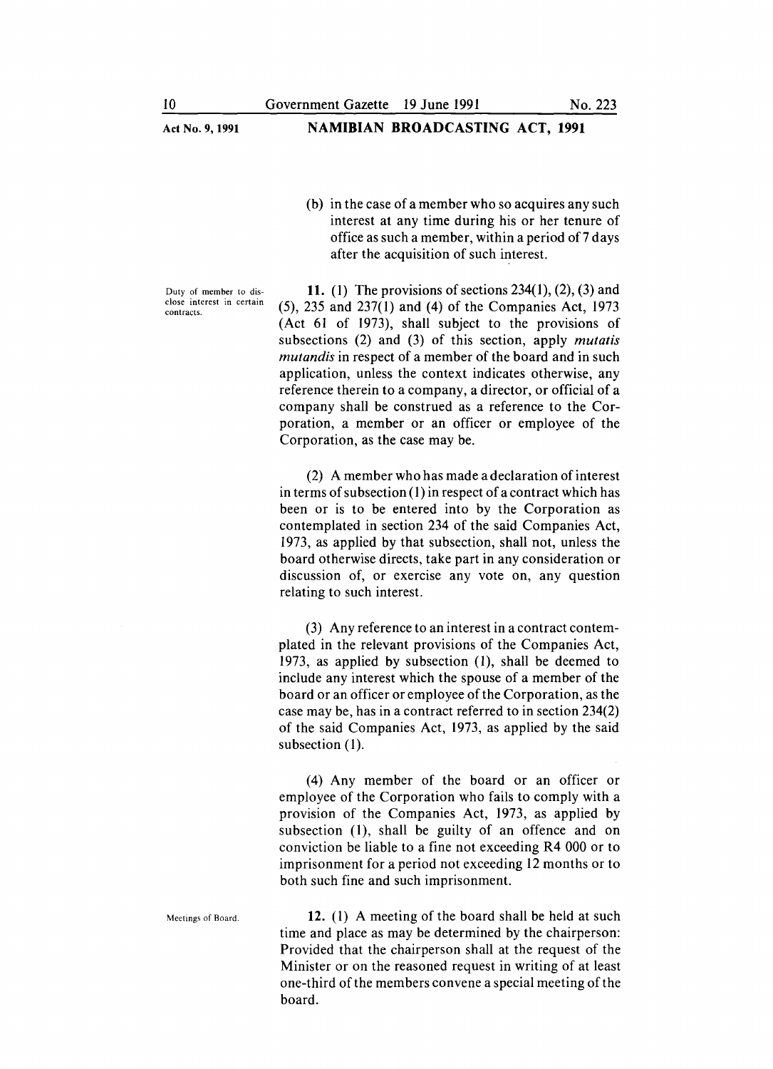(b) in the case of a member who so acquires any such interest at any time during his or her tenure of office as such a member, within a period of 7 days after the acquisition of such interest.

Duty of member to disclose interest in certain contracts.

**11.** (1) The provisions of sections 234(1), (2), (3) and (5), 235 and 237(1) and (4) of the Companies Act, 1973 (Act 61 of 1973), shall subject to the provisions of subsections (2) and (3) of this section, apply *mutatis mutandis* in respect of a member of the board and in such application, unless the context indicates otherwise, any reference therein to a company, a director, or official of a company shall be construed as a reference to the Corporation, a member or an officer or employee of the Corporation, as the case may be.

(2) A member who has made a declaration of interest in terms of subsection (1) in respect of a contract which has been or is to be entered into by the Corporation as contemplated in section 234 of the said Companies Act, 1973, as applied by that subsection, shall not, unless the board otherwise directs, take part in any consideration or discussion of, or exercise any vote on, any question relating to such interest.

(3) Any reference to an interest in a contract contemplated in the relevant provisions of the Companies Act, 1973, as applied by subsection (1), shall be deemed to include any interest which the spouse of a member of the board or an officer or employee of the Corporation, as the case may be, has in a contract referred to in section 234(2) of the said Companies Act, 1973, as applied by the said subsection (1).

(4) Any member of the board or an officer or employee of the Corporation who fails to comply with a provision of the Companies Act, 1973, as applied by subsection (1), shall be guilty of an offence and on conviction be liable to a fine not exceeding R4 000 or to imprisonment for a period not exceeding 12 months or to both such fine and such imprisonment.

Meetings of Board.

**12.** (1) A meeting of the board shall be held at such time and place as may be determined by the chairperson: Provided that the chairperson shall at the request of the Minister or on the reasoned request in writing of at least one-third of the members convene a special meeting of the board.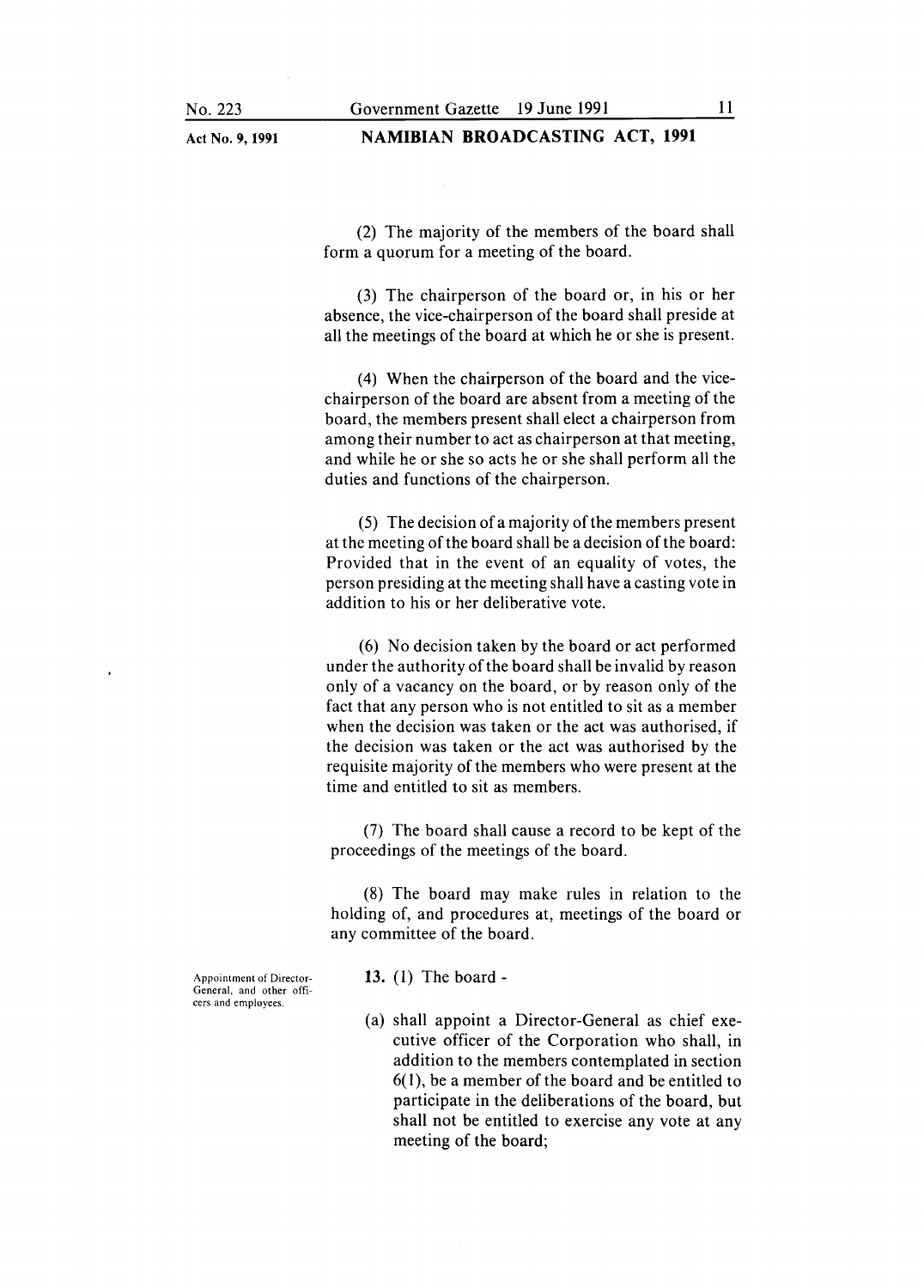(2) The majority of the members of the board shall form a quorum for a meeting of the board.

(3) The chairperson of the board or, in his or her absence, the vice-chairperson of the board shall preside at all the meetings of the board at which he or she is present.

(4) When the chairperson of the board and the vice-chairperson of the board are absent from a meeting of the board, the members present shall elect a chairperson from among their number to act as chairperson at that meeting, and while he or she so acts he or she shall perform all the duties and functions of the chairperson.

(5) The decision of a majority of the members present at the meeting of the board shall be a decision of the board: Provided that in the event of an equality of votes, the person presiding at the meeting shall have a casting vote in addition to his or her deliberative vote.

(6) No decision taken by the board or act performed under the authority of the board shall be invalid by reason only of a vacancy on the board, or by reason only of the fact that any person who is not entitled to sit as a member when the decision was taken or the act was authorised, if the decision was taken or the act was authorised by the requisite majority of the members who were present at the time and entitled to sit as members.

(7) The board shall cause a record to be kept of the proceedings of the meetings of the board.

(8) The board may make rules in relation to the holding of, and procedures at, meetings of the board or any committee of the board.

**Appointment of Director-General, and other officers and employees.**

**13.** (1) The board -

(a) shall appoint a Director-General as chief executive officer of the Corporation who shall, in addition to the members contemplated in section 6(1), be a member of the board and be entitled to participate in the deliberations of the board, but shall not be entitled to exercise any vote at any meeting of the board;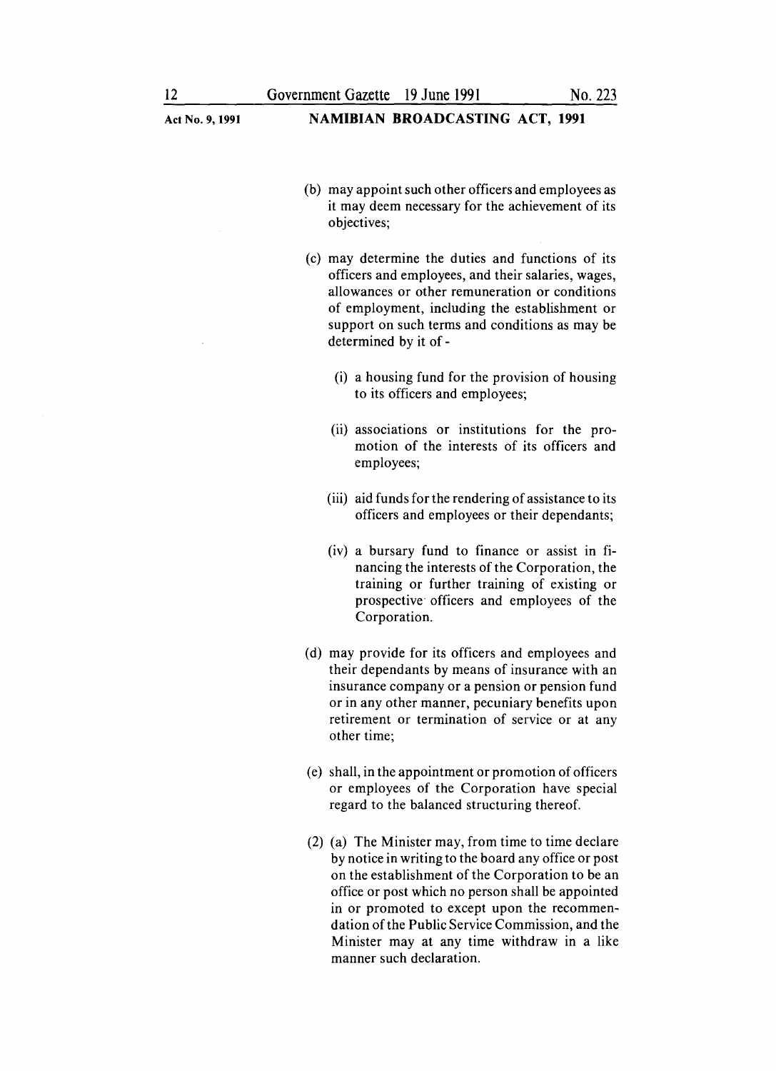(b) may appoint such other officers and employees as it may deem necessary for the achievement of its objectives;

(c) may determine the duties and functions of its officers and employees, and their salaries, wages, allowances or other remuneration or conditions of employment, including the establishment or support on such terms and conditions as may be determined by it of -

(i) a housing fund for the provision of housing to its officers and employees;

(ii) associations or institutions for the promotion of the interests of its officers and employees;

(iii) aid funds for the rendering of assistance to its officers and employees or their dependants;

(iv) a bursary fund to finance or assist in financing the interests of the Corporation, the training or further training of existing or prospective officers and employees of the Corporation.

(d) may provide for its officers and employees and their dependants by means of insurance with an insurance company or a pension or pension fund or in any other manner, pecuniary benefits upon retirement or termination of service or at any other time;

(e) shall, in the appointment or promotion of officers or employees of the Corporation have special regard to the balanced structuring thereof.

(2) (a) The Minister may, from time to time declare by notice in writing to the board any office or post on the establishment of the Corporation to be an office or post which no person shall be appointed in or promoted to except upon the recommendation of the Public Service Commission, and the Minister may at any time withdraw in a like manner such declaration.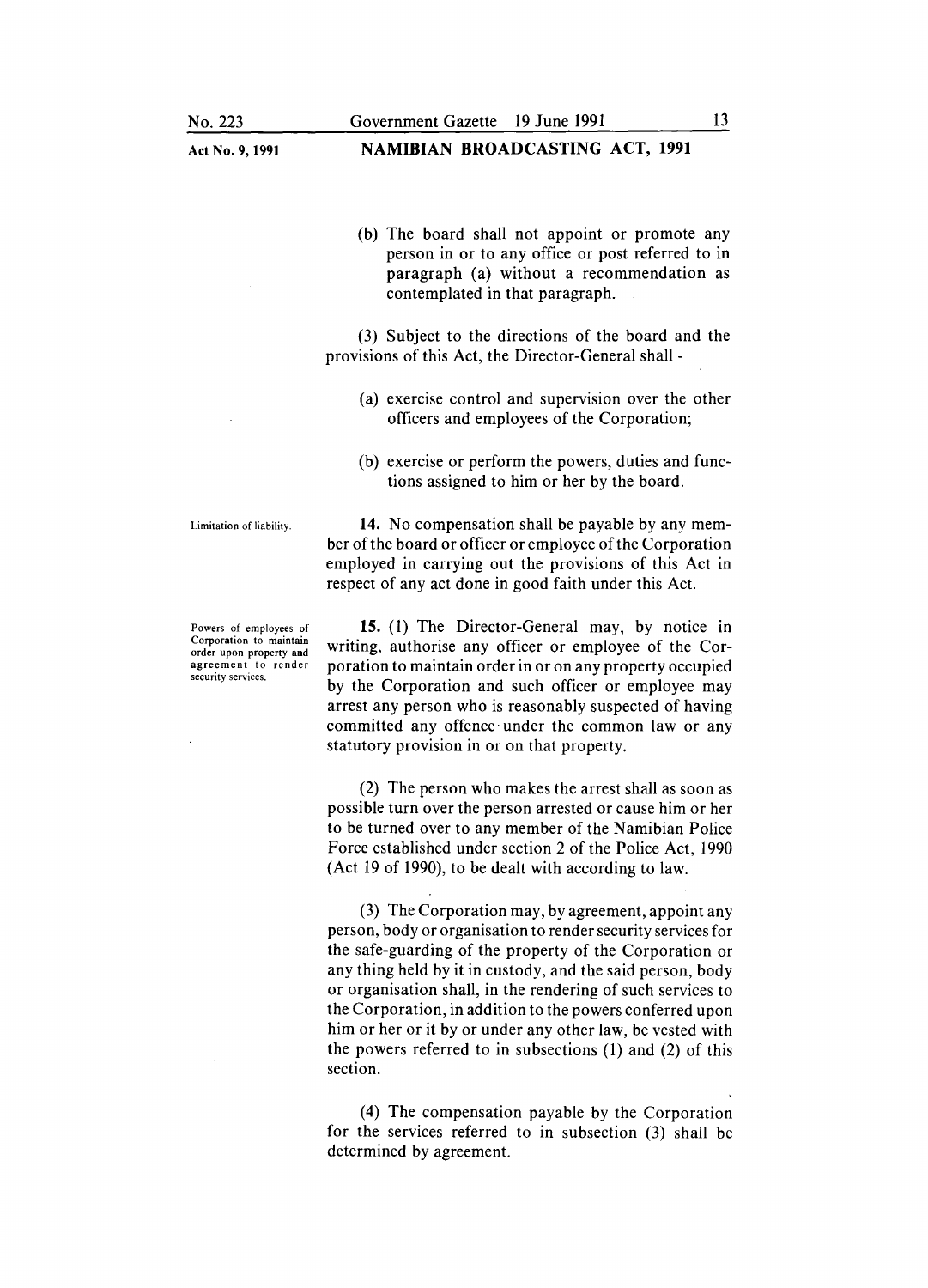(b) The board shall not appoint or promote any person in or to any office or post referred to in paragraph (a) without a recommendation as contemplated in that paragraph.

(3) Subject to the directions of the board and the provisions of this Act, the Director-General shall -

(a) exercise control and supervision over the other officers and employees of the Corporation;

(b) exercise or perform the powers, duties and functions assigned to him or her by the board.

Limitation of liability.

**14.** No compensation shall be payable by any member of the board or officer or employee of the Corporation employed in carrying out the provisions of this Act in respect of any act done in good faith under this Act.

Powers of employees of Corporation to maintain order upon property and agreement to render security services.

**15.** (1) The Director-General may, by notice in writing, authorise any officer or employee of the Corporation to maintain order in or on any property occupied by the Corporation and such officer or employee may arrest any person who is reasonably suspected of having committed any offence under the common law or any statutory provision in or on that property.

(2) The person who makes the arrest shall as soon as possible turn over the person arrested or cause him or her to be turned over to any member of the Namibian Police Force established under section 2 of the Police Act, 1990 (Act 19 of 1990), to be dealt with according to law.

(3) The Corporation may, by agreement, appoint any person, body or organisation to render security services for the safe-guarding of the property of the Corporation or any thing held by it in custody, and the said person, body or organisation shall, in the rendering of such services to the Corporation, in addition to the powers conferred upon him or her or it by or under any other law, be vested with the powers referred to in subsections (1) and (2) of this section.

(4) The compensation payable by the Corporation for the services referred to in subsection (3) shall be determined by agreement.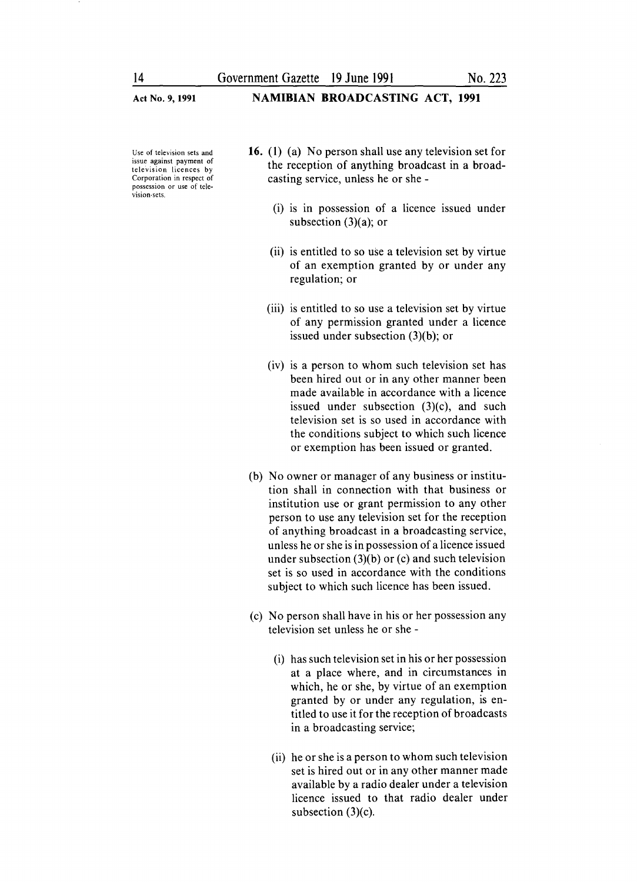Use of television sets and issue against payment of television licences by Corporation in respect of possession or use of television-sets.

**16.** (1) (a) No person shall use any television set for the reception of anything broadcast in a broadcasting service, unless he or she -

(i) is in possession of a licence issued under subsection (3)(a); or

(ii) is entitled to so use a television set by virtue of an exemption granted by or under any regulation; or

(iii) is entitled to so use a television set by virtue of any permission granted under a licence issued under subsection (3)(b); or

(iv) is a person to whom such television set has been hired out or in any other manner been made available in accordance with a licence issued under subsection (3)(c), and such television set is so used in accordance with the conditions subject to which such licence or exemption has been issued or granted.

(b) No owner or manager of any business or institution shall in connection with that business or institution use or grant permission to any other person to use any television set for the reception of anything broadcast in a broadcasting service, unless he or she is in possession of a licence issued under subsection (3)(b) or (c) and such television set is so used in accordance with the conditions subject to which such licence has been issued.

(c) No person shall have in his or her possession any television set unless he or she -

(i) has such television set in his or her possession at a place where, and in circumstances in which, he or she, by virtue of an exemption granted by or under any regulation, is entitled to use it for the reception of broadcasts in a broadcasting service;

(ii) he or she is a person to whom such television set is hired out or in any other manner made available by a radio dealer under a television licence issued to that radio dealer under subsection (3)(c).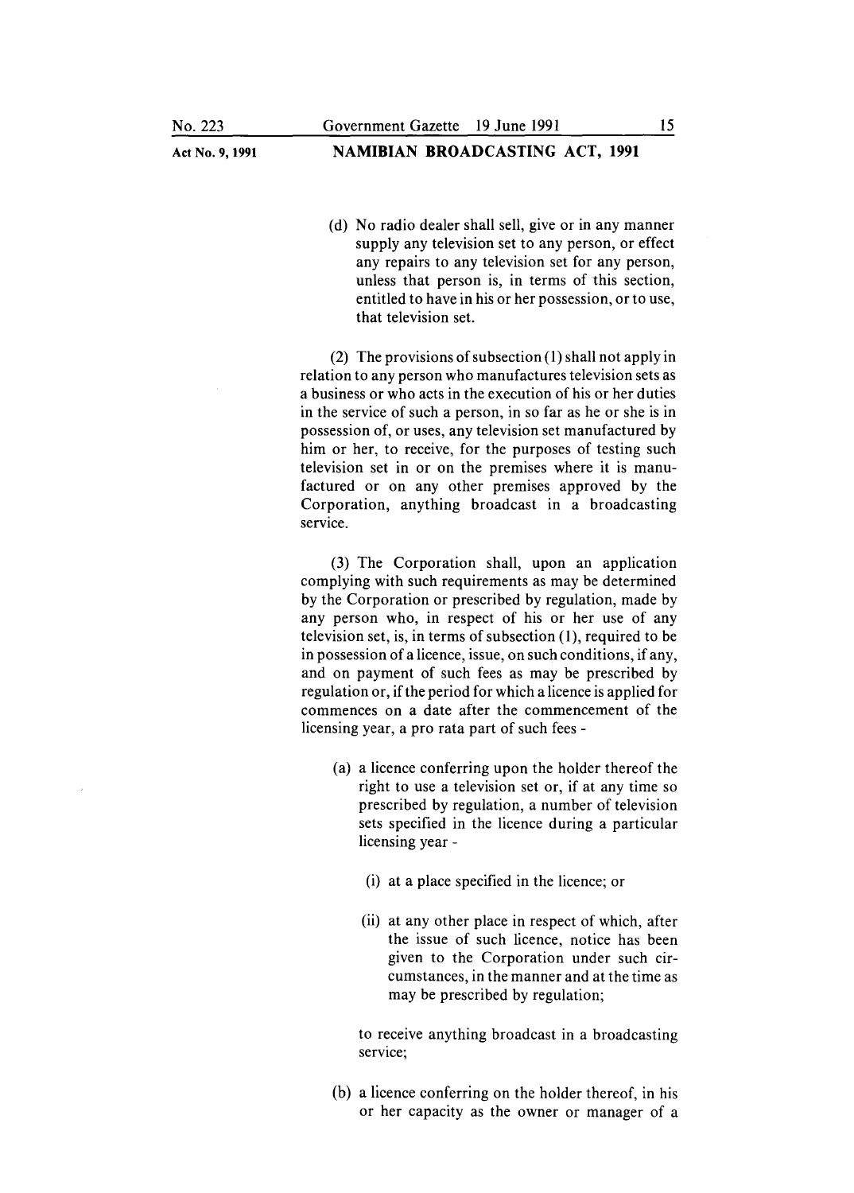(d) No radio dealer shall sell, give or in any manner supply any television set to any person, or effect any repairs to any television set for any person, unless that person is, in terms of this section, entitled to have in his or her possession, or to use, that television set.

(2) The provisions of subsection (1) shall not apply in relation to any person who manufactures television sets as a business or who acts in the execution of his or her duties in the service of such a person, in so far as he or she is in possession of, or uses, any television set manufactured by him or her, to receive, for the purposes of testing such television set in or on the premises where it is manufactured or on any other premises approved by the Corporation, anything broadcast in a broadcasting service.

(3) The Corporation shall, upon an application complying with such requirements as may be determined by the Corporation or prescribed by regulation, made by any person who, in respect of his or her use of any television set, is, in terms of subsection (1), required to be in possession of a licence, issue, on such conditions, if any, and on payment of such fees as may be prescribed by regulation or, if the period for which a licence is applied for commences on a date after the commencement of the licensing year, a pro rata part of such fees -

(a) a licence conferring upon the holder thereof the right to use a television set or, if at any time so prescribed by regulation, a number of television sets specified in the licence during a particular licensing year -

(i) at a place specified in the licence; or

(ii) at any other place in respect of which, after the issue of such licence, notice has been given to the Corporation under such circumstances, in the manner and at the time as may be prescribed by regulation;

to receive anything broadcast in a broadcasting service;

(b) a licence conferring on the holder thereof, in his or her capacity as the owner or manager of a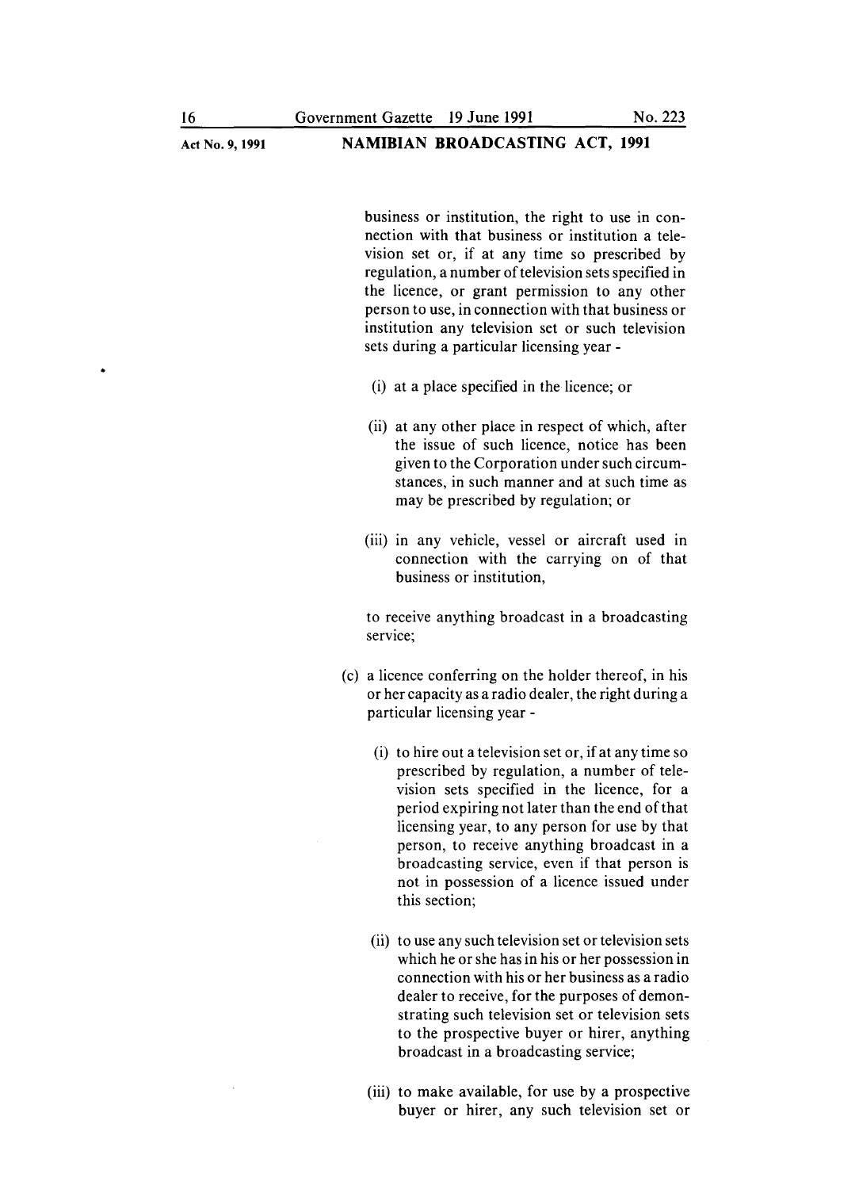business or institution, the right to use in connection with that business or institution a television set or, if at any time so prescribed by regulation, a number of television sets specified in the licence, or grant permission to any other person to use, in connection with that business or institution any television set or such television sets during a particular licensing year -

(i) at a place specified in the licence; or

(ii) at any other place in respect of which, after the issue of such licence, notice has been given to the Corporation under such circumstances, in such manner and at such time as may be prescribed by regulation; or

(iii) in any vehicle, vessel or aircraft used in connection with the carrying on of that business or institution,

to receive anything broadcast in a broadcasting service;

(c) a licence conferring on the holder thereof, in his or her capacity as a radio dealer, the right during a particular licensing year -

(i) to hire out a television set or, if at any time so prescribed by regulation, a number of television sets specified in the licence, for a period expiring not later than the end of that licensing year, to any person for use by that person, to receive anything broadcast in a broadcasting service, even if that person is not in possession of a licence issued under this section;

(ii) to use any such television set or television sets which he or she has in his or her possession in connection with his or her business as a radio dealer to receive, for the purposes of demonstrating such television set or television sets to the prospective buyer or hirer, anything broadcast in a broadcasting service;

(iii) to make available, for use by a prospective buyer or hirer, any such television set or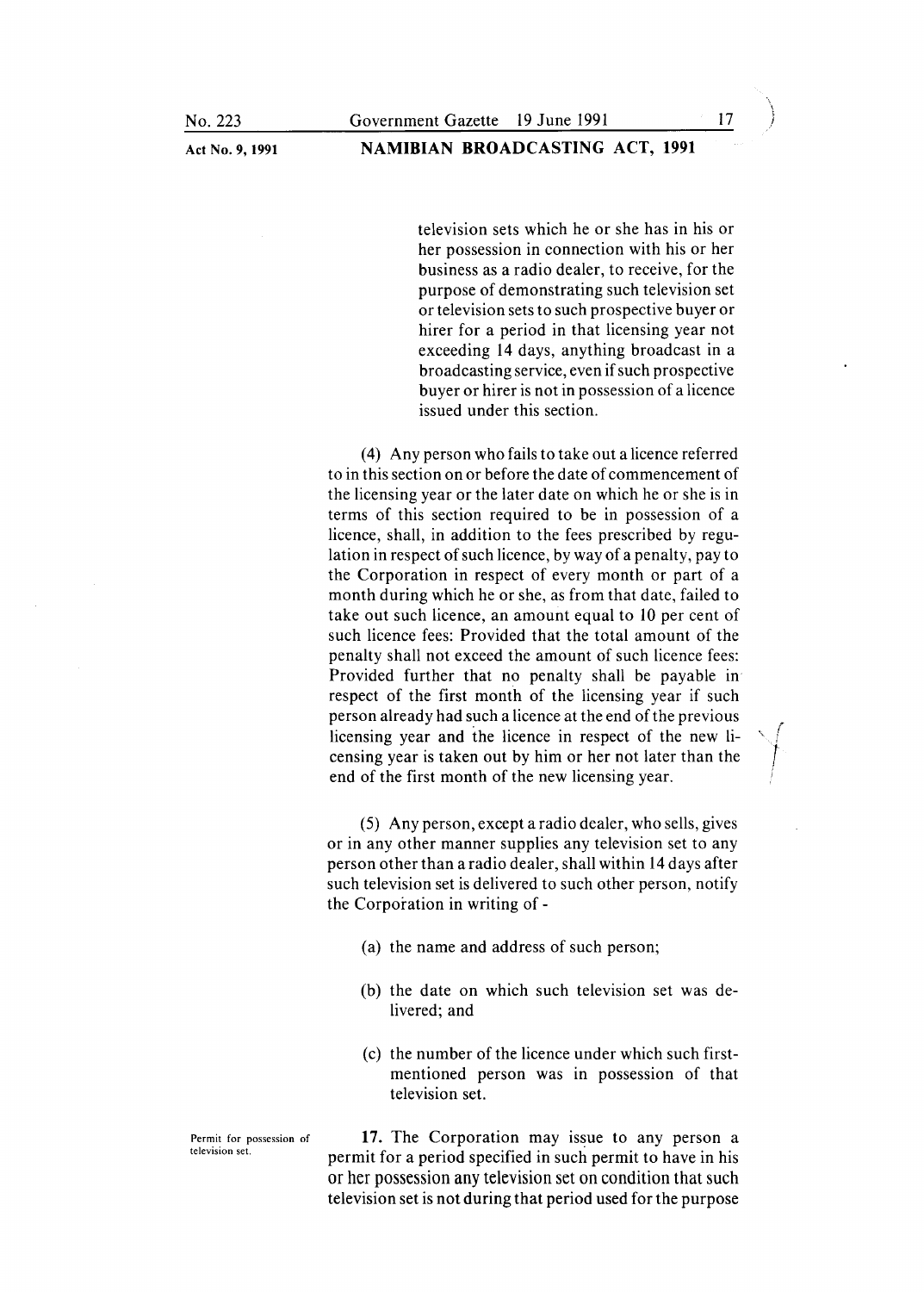television sets which he or she has in his or her possession in connection with his or her business as a radio dealer, to receive, for the purpose of demonstrating such television set or television sets to such prospective buyer or hirer for a period in that licensing year not exceeding 14 days, anything broadcast in a broadcasting service, even if such prospective buyer or hirer is not in possession of a licence issued under this section.

(4) Any person who fails to take out a licence referred to in this section on or before the date of commencement of the licensing year or the later date on which he or she is in terms of this section required to be in possession of a licence, shall, in addition to the fees prescribed by regulation in respect of such licence, by way of a penalty, pay to the Corporation in respect of every month or part of a month during which he or she, as from that date, failed to take out such licence, an amount equal to 10 per cent of such licence fees: Provided that the total amount of the penalty shall not exceed the amount of such licence fees: Provided further that no penalty shall be payable in respect of the first month of the licensing year if such person already had such a licence at the end of the previous licensing year and the licence in respect of the new licensing year is taken out by him or her not later than the end of the first month of the new licensing year.

(5) Any person, except a radio dealer, who sells, gives or in any other manner supplies any television set to any person other than a radio dealer, shall within 14 days after such television set is delivered to such other person, notify the Corporation in writing of -

(a) the name and address of such person;

(b) the date on which such television set was delivered; and

(c) the number of the licence under which such first-mentioned person was in possession of that television set.

Permit for possession of television set.

**17.** The Corporation may issue to any person a permit for a period specified in such permit to have in his or her possession any television set on condition that such television set is not during that period used for the purpose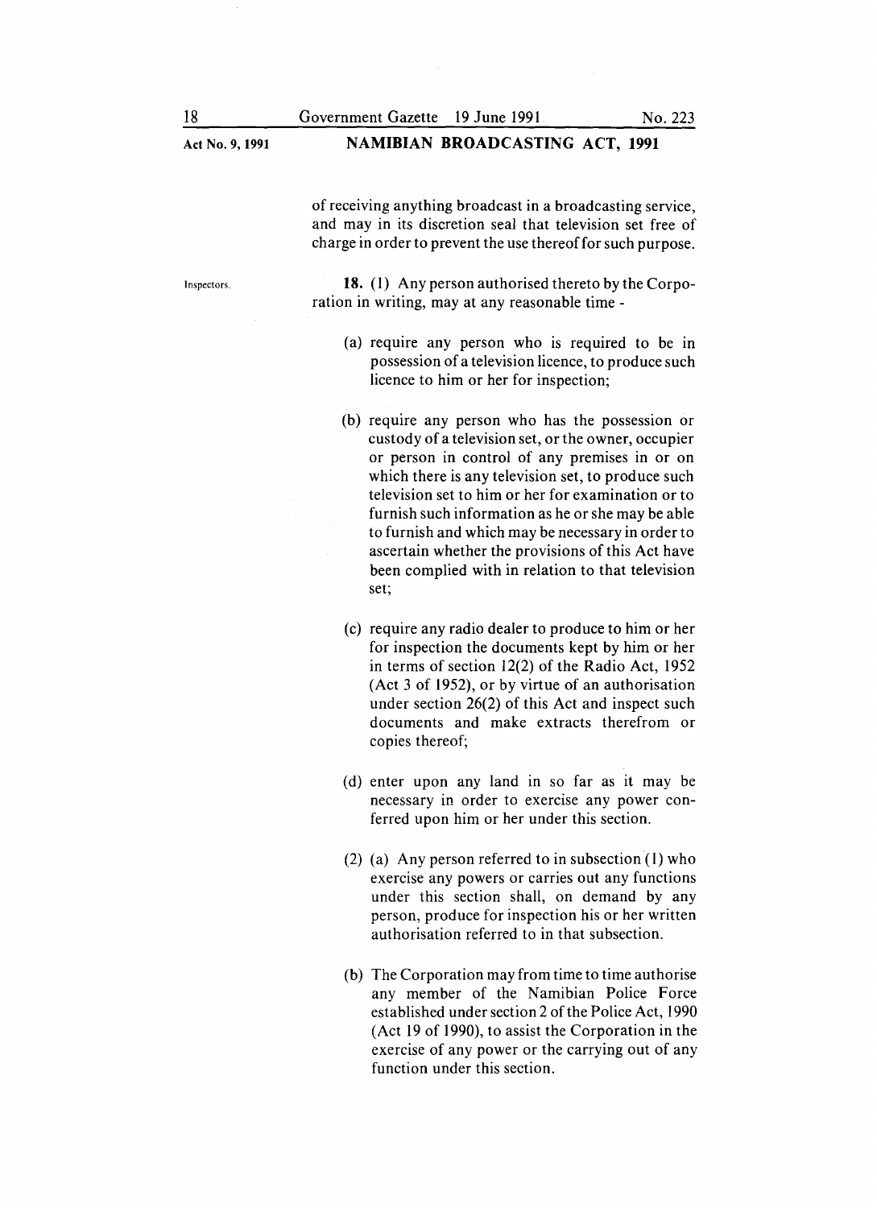of receiving anything broadcast in a broadcasting service, and may in its discretion seal that television set free of charge in order to prevent the use thereof for such purpose.

Inspectors.

**18.** (1) Any person authorised thereto by the Corporation in writing, may at any reasonable time -

(a) require any person who is required to be in possession of a television licence, to produce such licence to him or her for inspection;

(b) require any person who has the possession or custody of a television set, or the owner, occupier or person in control of any premises in or on which there is any television set, to produce such television set to him or her for examination or to furnish such information as he or she may be able to furnish and which may be necessary in order to ascertain whether the provisions of this Act have been complied with in relation to that television set;

(c) require any radio dealer to produce to him or her for inspection the documents kept by him or her in terms of section 12(2) of the Radio Act, 1952 (Act 3 of 1952), or by virtue of an authorisation under section 26(2) of this Act and inspect such documents and make extracts therefrom or copies thereof;

(d) enter upon any land in so far as it may be necessary in order to exercise any power conferred upon him or her under this section.

(2) (a) Any person referred to in subsection (1) who exercise any powers or carries out any functions under this section shall, on demand by any person, produce for inspection his or her written authorisation referred to in that subsection.

(b) The Corporation may from time to time authorise any member of the Namibian Police Force established under section 2 of the Police Act, 1990 (Act 19 of 1990), to assist the Corporation in the exercise of any power or the carrying out of any function under this section.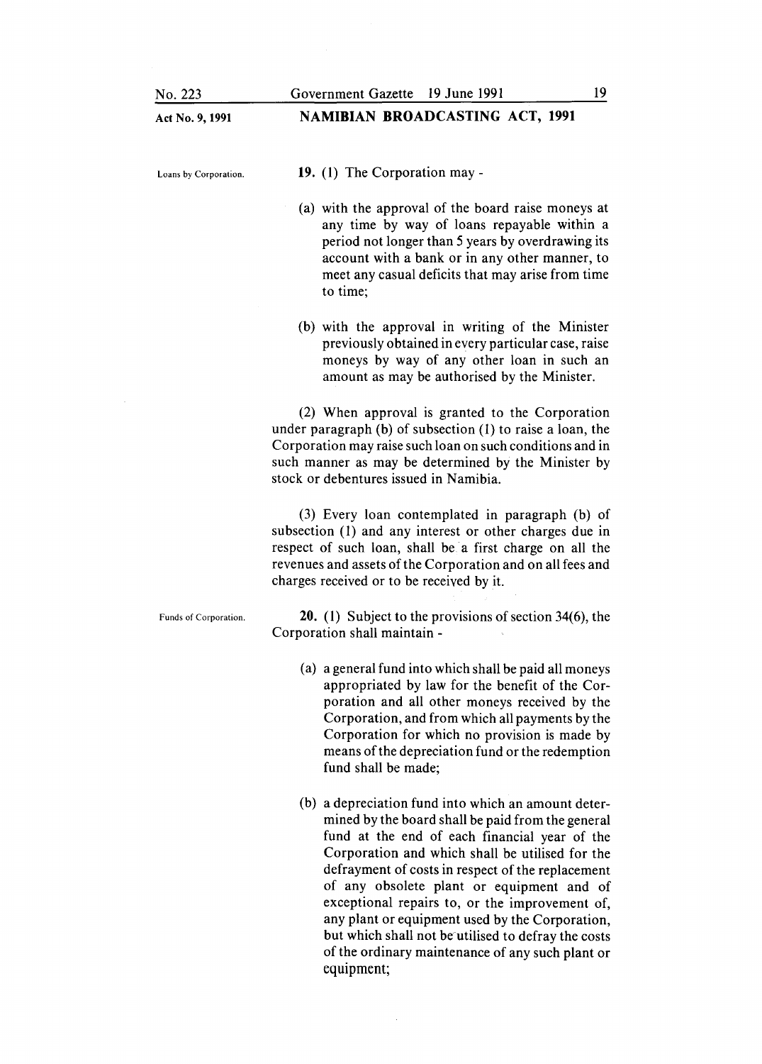**Loans by Corporation.**

**19.** (1) The Corporation may -

(a) with the approval of the board raise moneys at any time by way of loans repayable within a period not longer than 5 years by overdrawing its account with a bank or in any other manner, to meet any casual deficits that may arise from time to time;

(b) with the approval in writing of the Minister previously obtained in every particular case, raise moneys by way of any other loan in such an amount as may be authorised by the Minister.

(2) When approval is granted to the Corporation under paragraph (b) of subsection (1) to raise a loan, the Corporation may raise such loan on such conditions and in such manner as may be determined by the Minister by stock or debentures issued in Namibia.

(3) Every loan contemplated in paragraph (b) of subsection (1) and any interest or other charges due in respect of such loan, shall be a first charge on all the revenues and assets of the Corporation and on all fees and charges received or to be received by it.

**Funds of Corporation.**

**20.** (1) Subject to the provisions of section 34(6), the Corporation shall maintain -

(a) a general fund into which shall be paid all moneys appropriated by law for the benefit of the Corporation and all other moneys received by the Corporation, and from which all payments by the Corporation for which no provision is made by means of the depreciation fund or the redemption fund shall be made;

(b) a depreciation fund into which an amount determined by the board shall be paid from the general fund at the end of each financial year of the Corporation and which shall be utilised for the defrayment of costs in respect of the replacement of any obsolete plant or equipment and of exceptional repairs to, or the improvement of, any plant or equipment used by the Corporation, but which shall not be utilised to defray the costs of the ordinary maintenance of any such plant or equipment;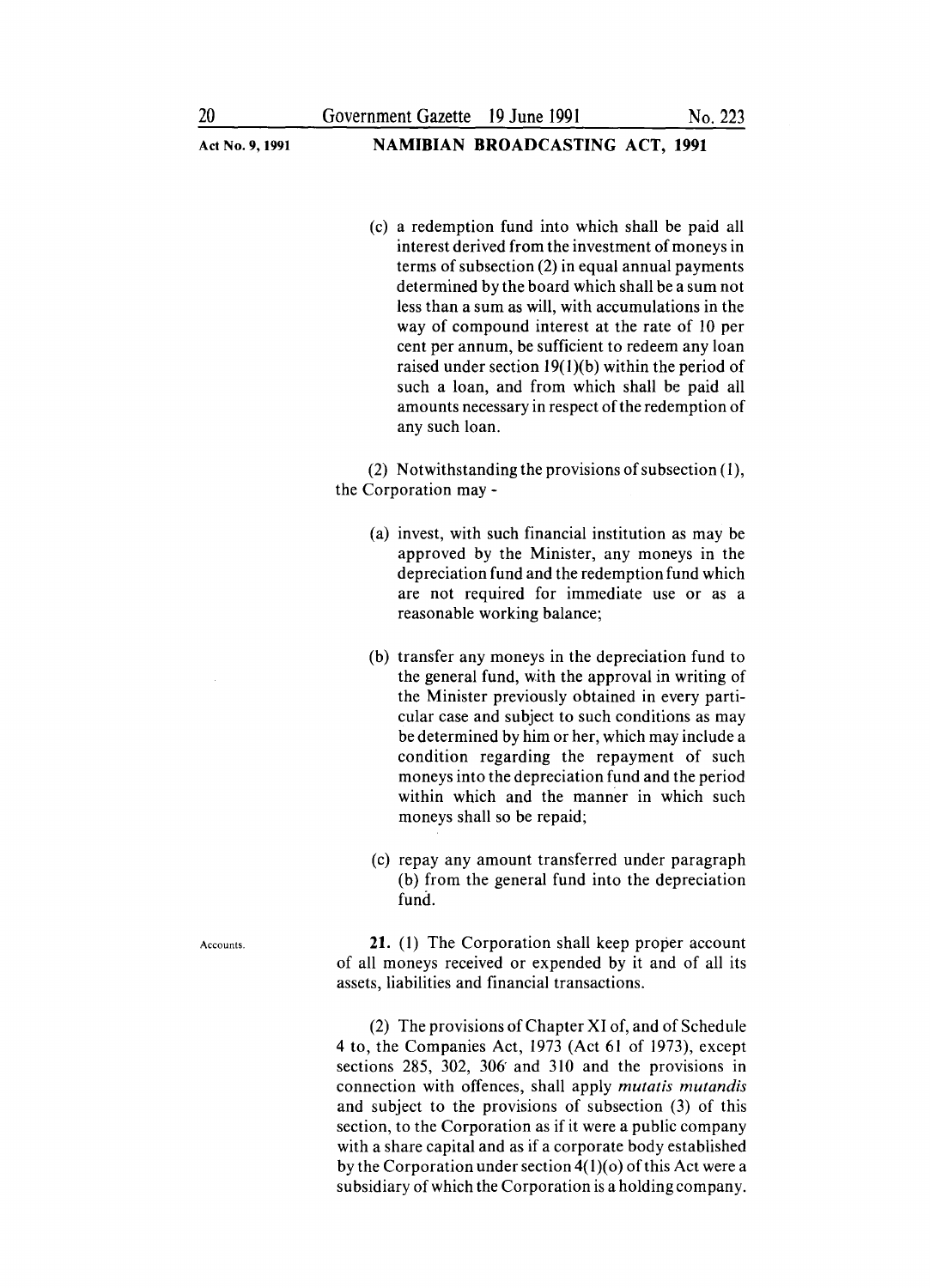(c) a redemption fund into which shall be paid all interest derived from the investment of moneys in terms of subsection (2) in equal annual payments determined by the board which shall be a sum not less than a sum as will, with accumulations in the way of compound interest at the rate of 10 per cent per annum, be sufficient to redeem any loan raised under section 19(1)(b) within the period of such a loan, and from which shall be paid all amounts necessary in respect of the redemption of any such loan.

(2) Notwithstanding the provisions of subsection (1), the Corporation may -

(a) invest, with such financial institution as may be approved by the Minister, any moneys in the depreciation fund and the redemption fund which are not required for immediate use or as a reasonable working balance;

(b) transfer any moneys in the depreciation fund to the general fund, with the approval in writing of the Minister previously obtained in every particular case and subject to such conditions as may be determined by him or her, which may include a condition regarding the repayment of such moneys into the depreciation fund and the period within which and the manner in which such moneys shall so be repaid;

(c) repay any amount transferred under paragraph (b) from the general fund into the depreciation fund.

Accounts.

**21.** (1) The Corporation shall keep proper account of all moneys received or expended by it and of all its assets, liabilities and financial transactions.

(2) The provisions of Chapter XI of, and of Schedule 4 to, the Companies Act, 1973 (Act 61 of 1973), except sections 285, 302, 306 and 310 and the provisions in connection with offences, shall apply *mutatis mutandis* and subject to the provisions of subsection (3) of this section, to the Corporation as if it were a public company with a share capital and as if a corporate body established by the Corporation under section 4(1)(o) of this Act were a subsidiary of which the Corporation is a holding company.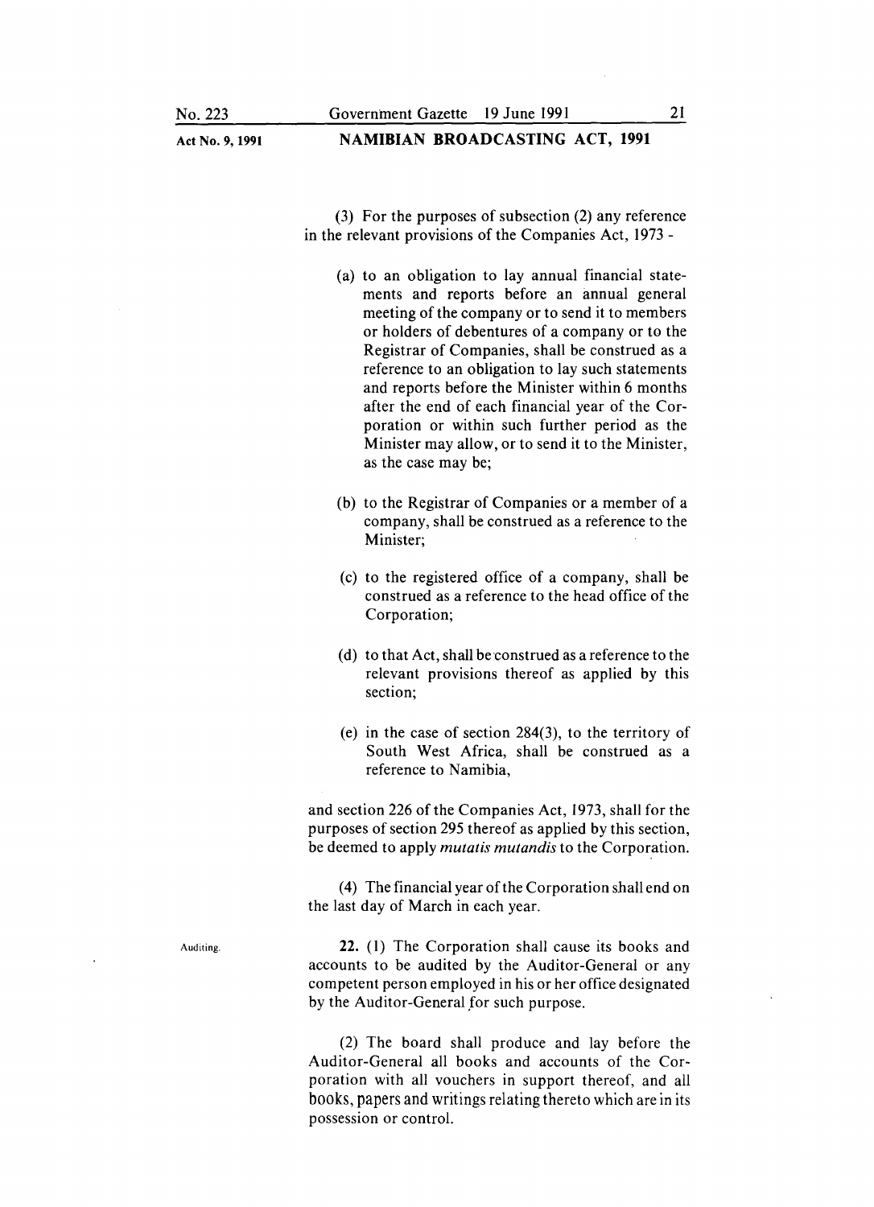(3) For the purposes of subsection (2) any reference in the relevant provisions of the Companies Act, 1973 -

(a) to an obligation to lay annual financial statements and reports before an annual general meeting of the company or to send it to members or holders of debentures of a company or to the Registrar of Companies, shall be construed as a reference to an obligation to lay such statements and reports before the Minister within 6 months after the end of each financial year of the Corporation or within such further period as the Minister may allow, or to send it to the Minister, as the case may be;

(b) to the Registrar of Companies or a member of a company, shall be construed as a reference to the Minister;

(c) to the registered office of a company, shall be construed as a reference to the head office of the Corporation;

(d) to that Act, shall be construed as a reference to the relevant provisions thereof as applied by this section;

(e) in the case of section 284(3), to the territory of South West Africa, shall be construed as a reference to Namibia,

and section 226 of the Companies Act, 1973, shall for the purposes of section 295 thereof as applied by this section, be deemed to apply *mutatis mutandis* to the Corporation.

(4) The financial year of the Corporation shall end on the last day of March in each year.

Auditing.

**22.** (1) The Corporation shall cause its books and accounts to be audited by the Auditor-General or any competent person employed in his or her office designated by the Auditor-General for such purpose.

(2) The board shall produce and lay before the Auditor-General all books and accounts of the Corporation with all vouchers in support thereof, and all books, papers and writings relating thereto which are in its possession or control.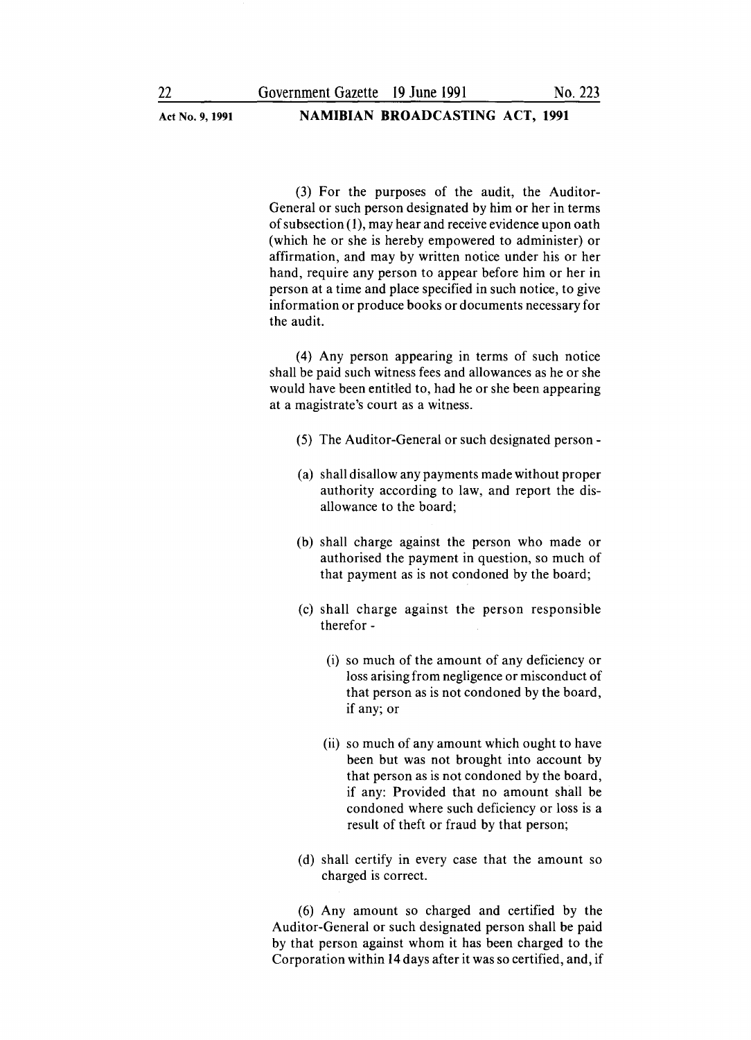(3) For the purposes of the audit, the Auditor-General or such person designated by him or her in terms of subsection (1), may hear and receive evidence upon oath (which he or she is hereby empowered to administer) or affirmation, and may by written notice under his or her hand, require any person to appear before him or her in person at a time and place specified in such notice, to give information or produce books or documents necessary for the audit.

(4) Any person appearing in terms of such notice shall be paid such witness fees and allowances as he or she would have been entitled to, had he or she been appearing at a magistrate's court as a witness.

(5) The Auditor-General or such designated person -

(a) shall disallow any payments made without proper authority according to law, and report the disallowance to the board;

(b) shall charge against the person who made or authorised the payment in question, so much of that payment as is not condoned by the board;

(c) shall charge against the person responsible therefor -

(i) so much of the amount of any deficiency or loss arising from negligence or misconduct of that person as is not condoned by the board, if any; or

(ii) so much of any amount which ought to have been but was not brought into account by that person as is not condoned by the board, if any: Provided that no amount shall be condoned where such deficiency or loss is a result of theft or fraud by that person;

(d) shall certify in every case that the amount so charged is correct.

(6) Any amount so charged and certified by the Auditor-General or such designated person shall be paid by that person against whom it has been charged to the Corporation within 14 days after it was so certified, and, if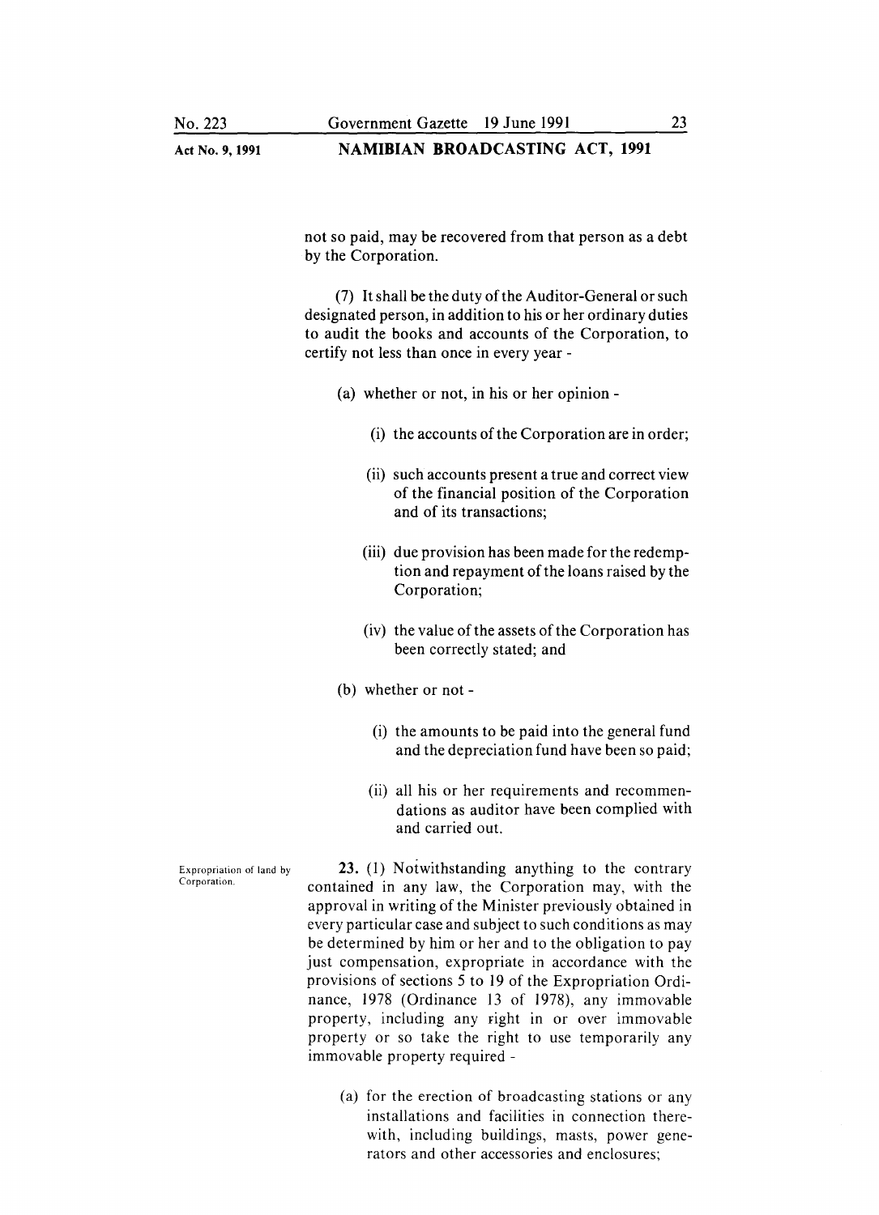not so paid, may be recovered from that person as a debt by the Corporation.

(7) It shall be the duty of the Auditor-General or such designated person, in addition to his or her ordinary duties to audit the books and accounts of the Corporation, to certify not less than once in every year -

(a) whether or not, in his or her opinion -

(i) the accounts of the Corporation are in order;

(ii) such accounts present a true and correct view of the financial position of the Corporation and of its transactions;

(iii) due provision has been made for the redemption and repayment of the loans raised by the Corporation;

(iv) the value of the assets of the Corporation has been correctly stated; and

(b) whether or not -

(i) the amounts to be paid into the general fund and the depreciation fund have been so paid;

(ii) all his or her requirements and recommendations as auditor have been complied with and carried out.

Expropriation of land by Corporation.

**23.** (1) Notwithstanding anything to the contrary contained in any law, the Corporation may, with the approval in writing of the Minister previously obtained in every particular case and subject to such conditions as may be determined by him or her and to the obligation to pay just compensation, expropriate in accordance with the provisions of sections 5 to 19 of the Expropriation Ordinance, 1978 (Ordinance 13 of 1978), any immovable property, including any right in or over immovable property or so take the right to use temporarily any immovable property required -

(a) for the erection of broadcasting stations or any installations and facilities in connection therewith, including buildings, masts, power generators and other accessories and enclosures;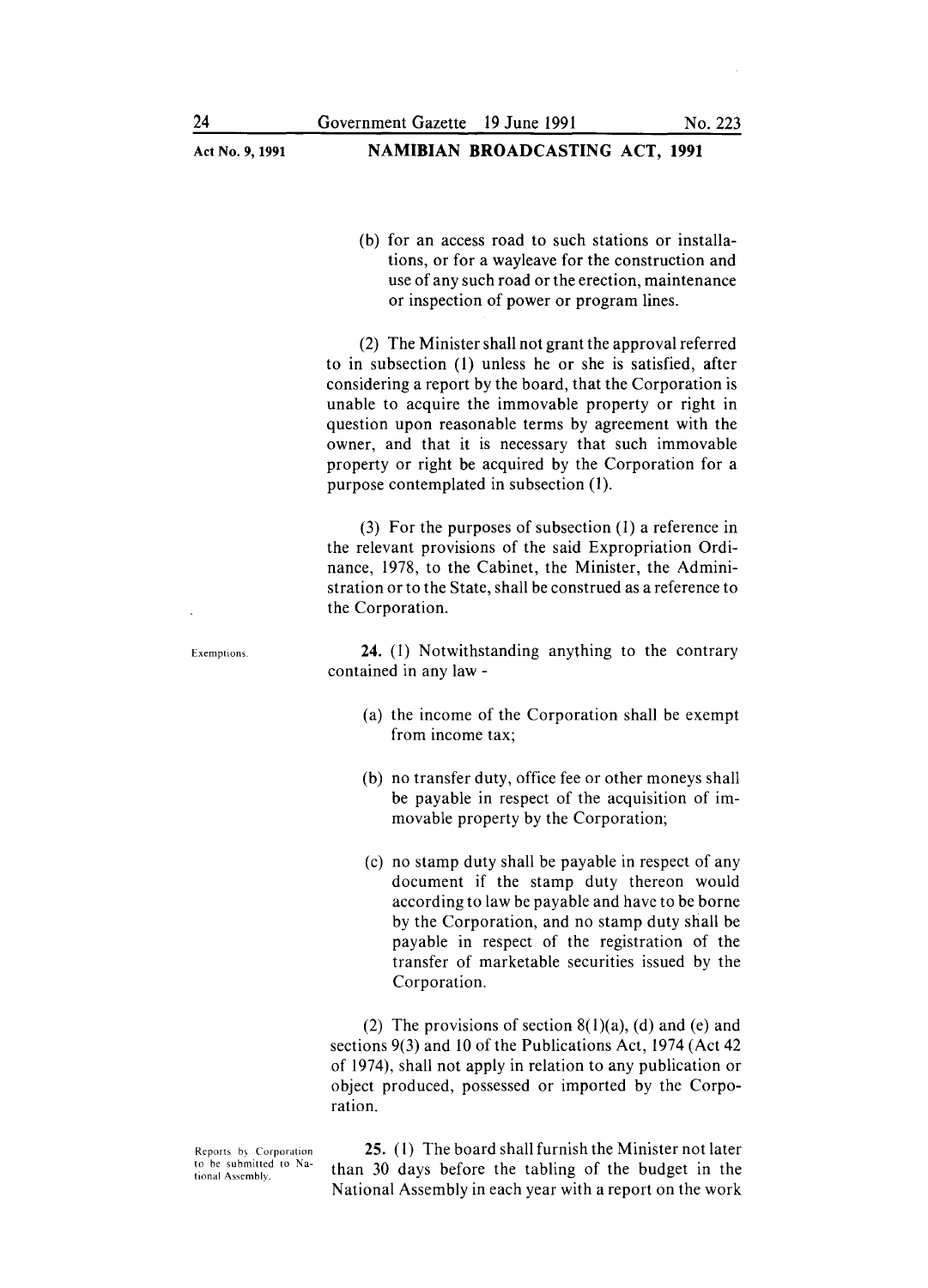(b) for an access road to such stations or installations, or for a wayleave for the construction and use of any such road or the erection, maintenance or inspection of power or program lines.

(2) The Minister shall not grant the approval referred to in subsection (1) unless he or she is satisfied, after considering a report by the board, that the Corporation is unable to acquire the immovable property or right in question upon reasonable terms by agreement with the owner, and that it is necessary that such immovable property or right be acquired by the Corporation for a purpose contemplated in subsection (1).

(3) For the purposes of subsection (1) a reference in the relevant provisions of the said Expropriation Ordinance, 1978, to the Cabinet, the Minister, the Administration or to the State, shall be construed as a reference to the Corporation.

Exemptions.

**24.** (1) Notwithstanding anything to the contrary contained in any law -

(a) the income of the Corporation shall be exempt from income tax;

(b) no transfer duty, office fee or other moneys shall be payable in respect of the acquisition of immovable property by the Corporation;

(c) no stamp duty shall be payable in respect of any document if the stamp duty thereon would according to law be payable and have to be borne by the Corporation, and no stamp duty shall be payable in respect of the registration of the transfer of marketable securities issued by the Corporation.

(2) The provisions of section 8(1)(a), (d) and (e) and sections 9(3) and 10 of the Publications Act, 1974 (Act 42 of 1974), shall not apply in relation to any publication or object produced, possessed or imported by the Corporation.

Reports by Corporation to be submitted to National Assembly.

**25.** (1) The board shall furnish the Minister not later than 30 days before the tabling of the budget in the National Assembly in each year with a report on the work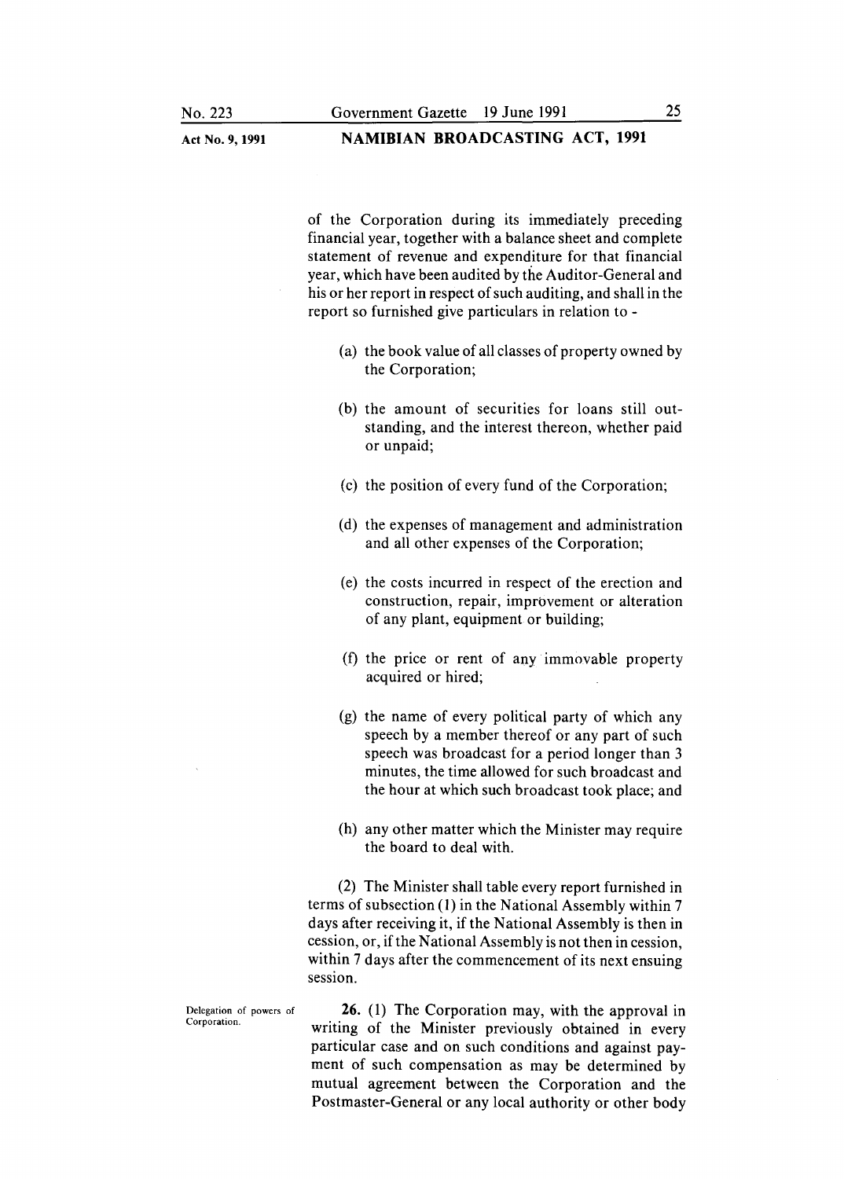of the Corporation during its immediately preceding financial year, together with a balance sheet and complete statement of revenue and expenditure for that financial year, which have been audited by the Auditor-General and his or her report in respect of such auditing, and shall in the report so furnished give particulars in relation to -

(a) the book value of all classes of property owned by the Corporation;

(b) the amount of securities for loans still outstanding, and the interest thereon, whether paid or unpaid;

(c) the position of every fund of the Corporation;

(d) the expenses of management and administration and all other expenses of the Corporation;

(e) the costs incurred in respect of the erection and construction, repair, improvement or alteration of any plant, equipment or building;

(f) the price or rent of any immovable property acquired or hired;

(g) the name of every political party of which any speech by a member thereof or any part of such speech was broadcast for a period longer than 3 minutes, the time allowed for such broadcast and the hour at which such broadcast took place; and

(h) any other matter which the Minister may require the board to deal with.

(2) The Minister shall table every report furnished in terms of subsection (1) in the National Assembly within 7 days after receiving it, if the National Assembly is then in cession, or, if the National Assembly is not then in cession, within 7 days after the commencement of its next ensuing session.

Delegation of powers of Corporation.

**26.** (1) The Corporation may, with the approval in writing of the Minister previously obtained in every particular case and on such conditions and against payment of such compensation as may be determined by mutual agreement between the Corporation and the Postmaster-General or any local authority or other body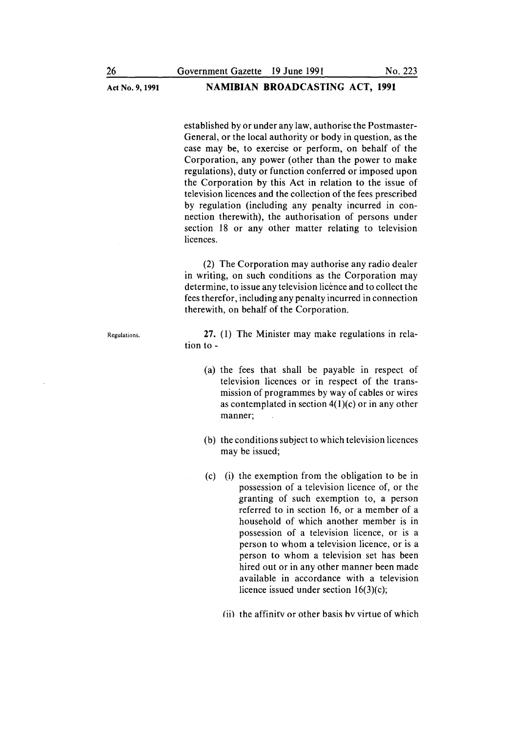established by or under any law, authorise the Postmaster-General, or the local authority or body in question, as the case may be, to exercise or perform, on behalf of the Corporation, any power (other than the power to make regulations), duty or function conferred or imposed upon the Corporation by this Act in relation to the issue of television licences and the collection of the fees prescribed by regulation (including any penalty incurred in connection therewith), the authorisation of persons under section 18 or any other matter relating to television licences.

(2) The Corporation may authorise any radio dealer in writing, on such conditions as the Corporation may determine, to issue any television licence and to collect the fees therefor, including any penalty incurred in connection therewith, on behalf of the Corporation.

Regulations.

**27.** (1) The Minister may make regulations in relation to -

(a) the fees that shall be payable in respect of television licences or in respect of the transmission of programmes by way of cables or wires as contemplated in section 4(1)(c) or in any other manner;

(b) the conditions subject to which television licences may be issued;

(c) (i) the exemption from the obligation to be in possession of a television licence of, or the granting of such exemption to, a person referred to in section 16, or a member of a household of which another member is in possession of a television licence, or is a person to whom a television licence, or is a person to whom a television set has been hired out or in any other manner been made available in accordance with a television licence issued under section 16(3)(c);

(ii) the affinity or other basis by virtue of which